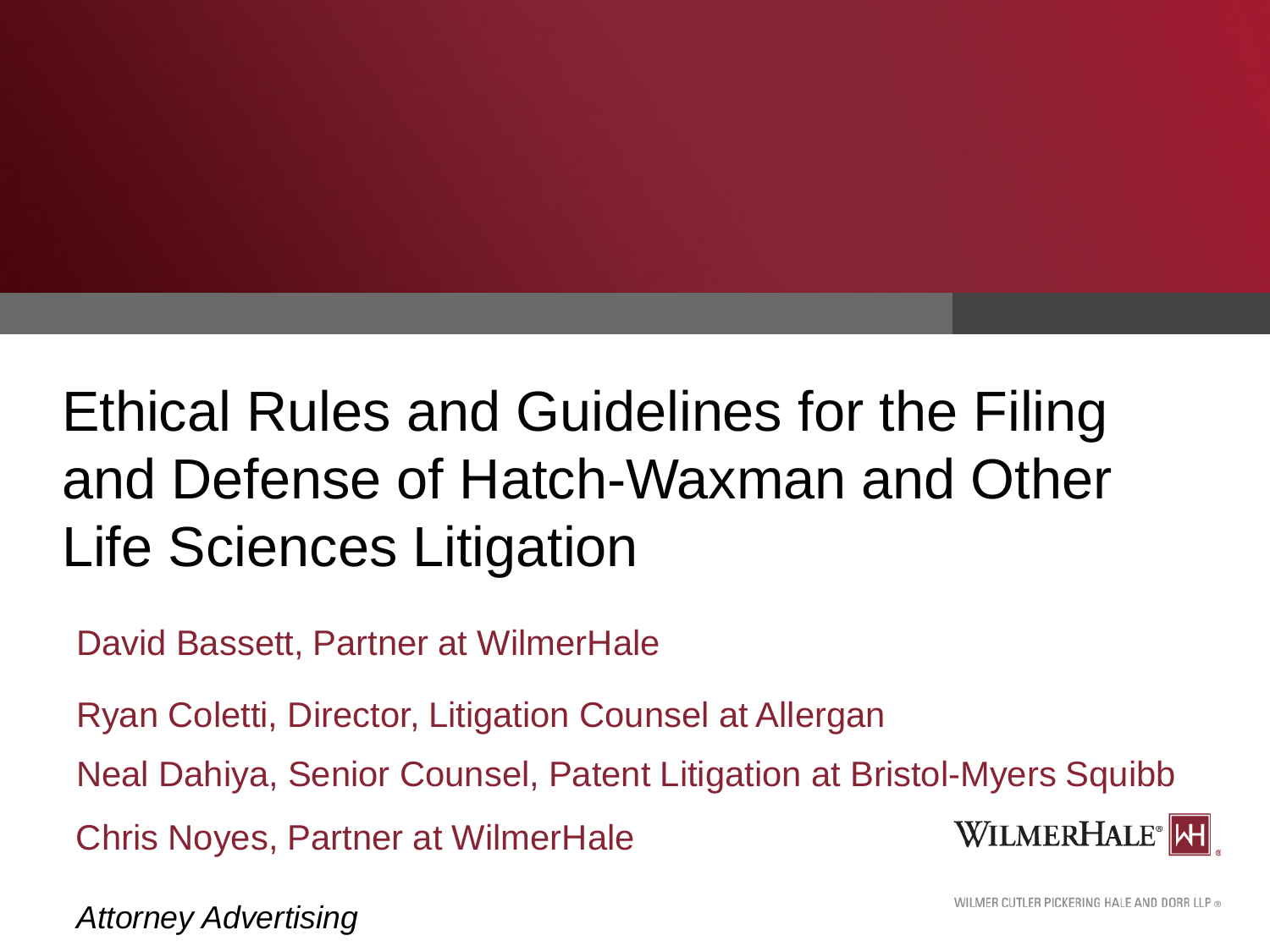# Ethical Rules and Guidelines for the Filing and Defense of Hatch-Waxman and Other Life Sciences Litigation

David Bassett, Partner at WilmerHale

Ryan Coletti, Director, Litigation Counsel at Allergan

Neal Dahiya, Senior Counsel, Patent Litigation at Bristol-Myers Squibb

Chris Noyes, Partner at WilmerHale

WILMERHALE®

WILMER CUTLER PICKERING HALE AND DORR LLP ®

*Attorney Advertising*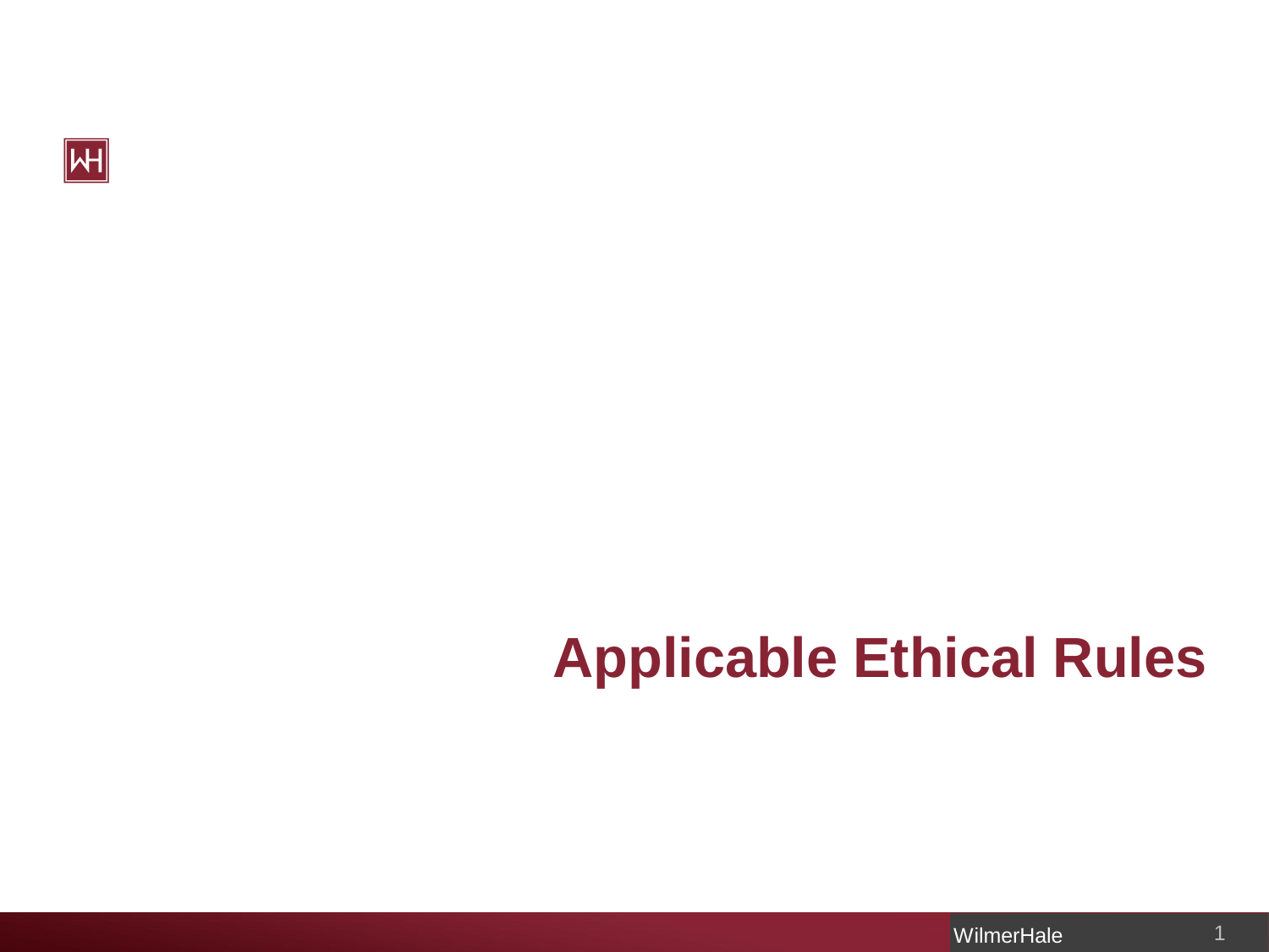# Applicable Ethical Rules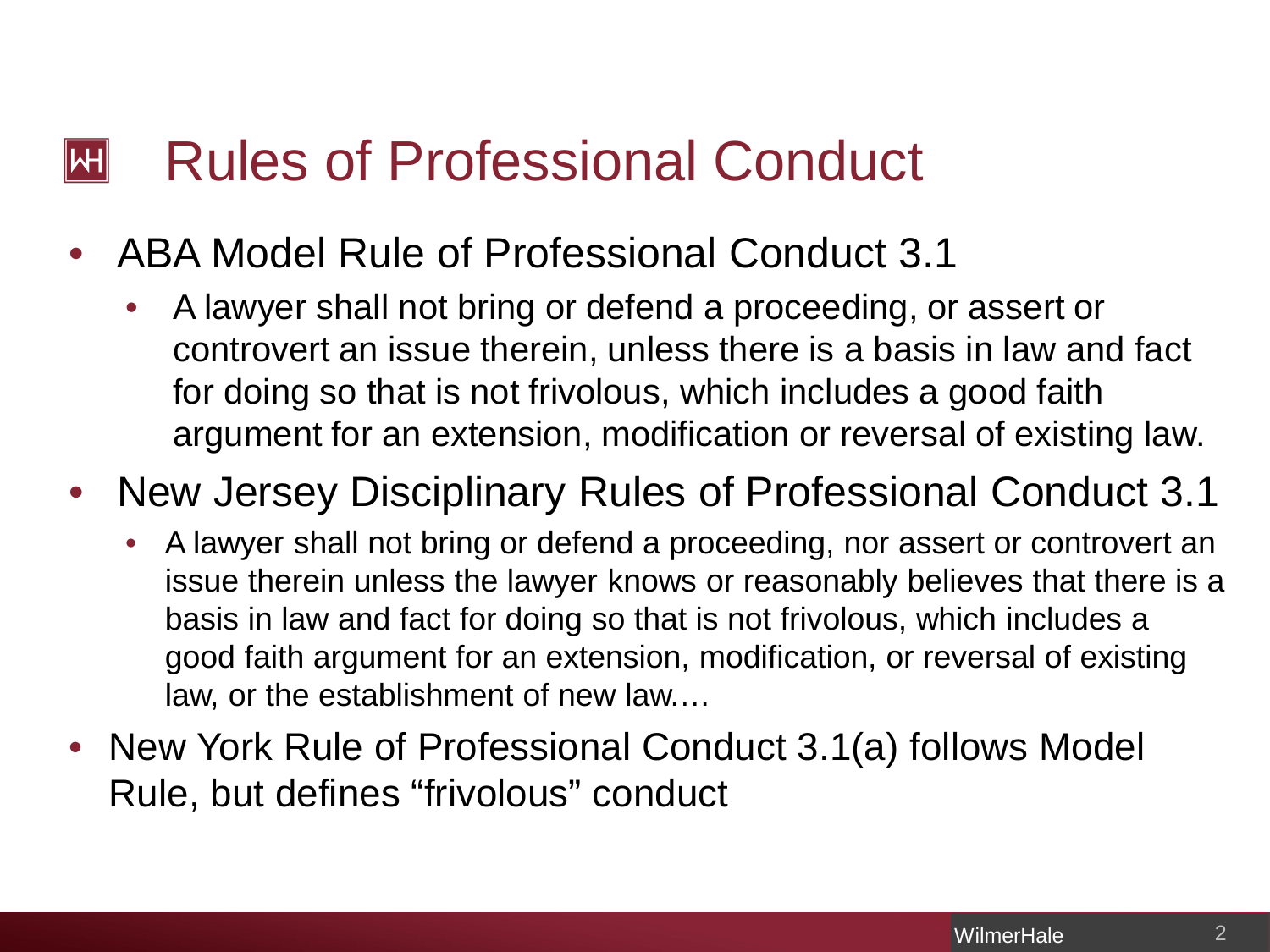# Rules of Professional Conduct

- ABA Model Rule of Professional Conduct 3.1
  - A lawyer shall not bring or defend a proceeding, or assert or controvert an issue therein, unless there is a basis in law and fact for doing so that is not frivolous, which includes a good faith argument for an extension, modification or reversal of existing law.
- New Jersey Disciplinary Rules of Professional Conduct 3.1
  - A lawyer shall not bring or defend a proceeding, nor assert or controvert an issue therein unless the lawyer knows or reasonably believes that there is a basis in law and fact for doing so that is not frivolous, which includes a good faith argument for an extension, modification, or reversal of existing law, or the establishment of new law.…
- New York Rule of Professional Conduct 3.1(a) follows Model Rule, but defines "frivolous" conduct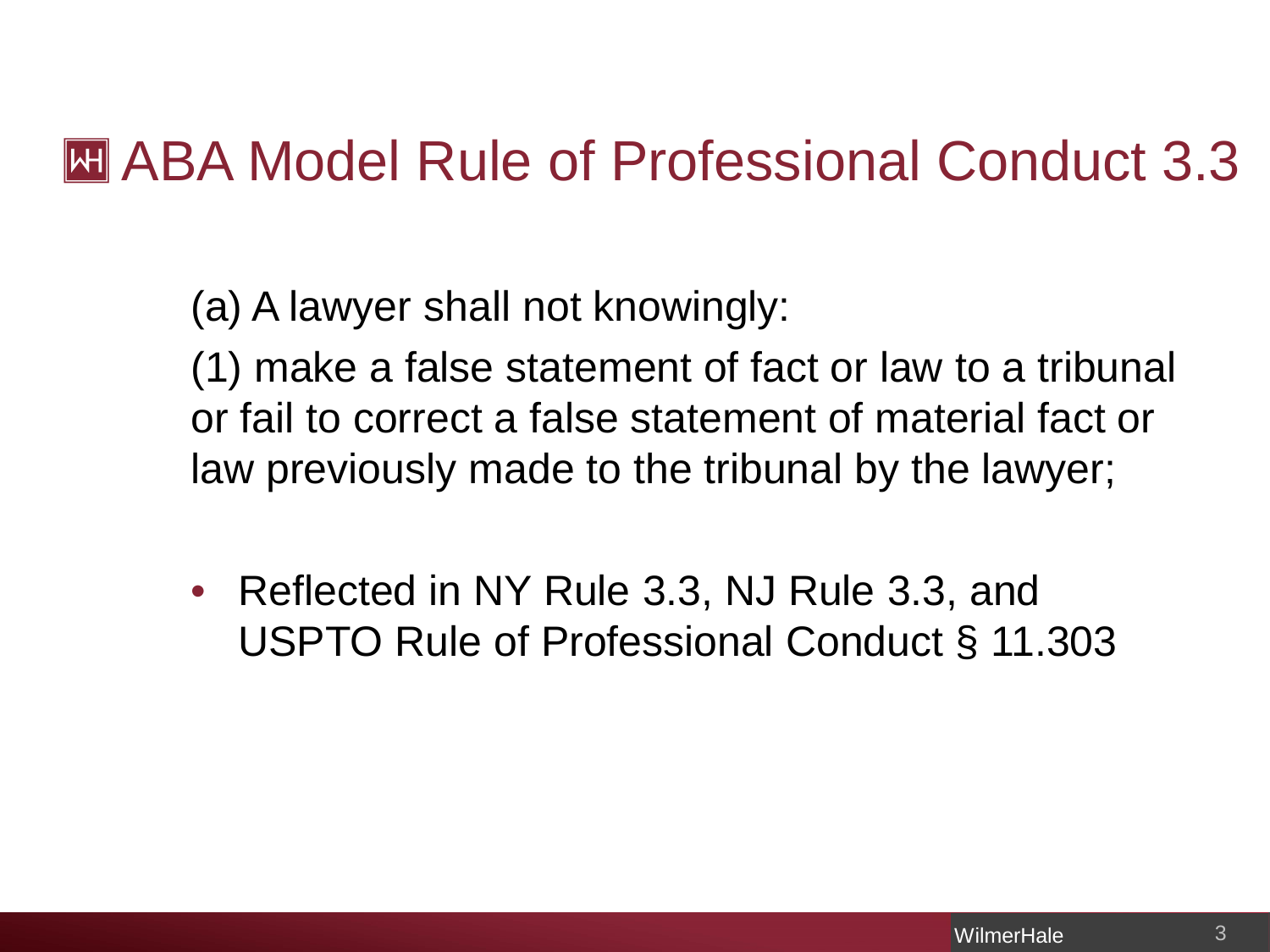# ABA Model Rule of Professional Conduct 3.3

(a) A lawyer shall not knowingly:

(1) make a false statement of fact or law to a tribunal or fail to correct a false statement of material fact or law previously made to the tribunal by the lawyer;

- Reflected in NY Rule 3.3, NJ Rule 3.3, and USPTO Rule of Professional Conduct § 11.303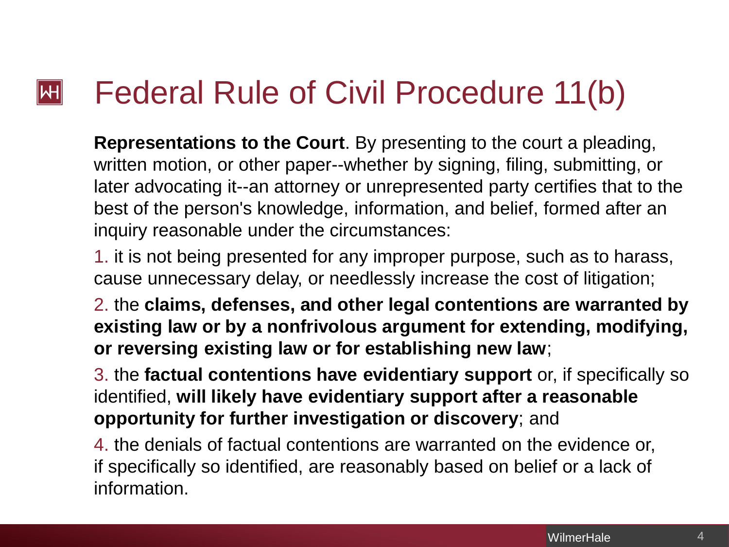# Federal Rule of Civil Procedure 11(b)

**Representations to the Court**. By presenting to the court a pleading, written motion, or other paper--whether by signing, filing, submitting, or later advocating it--an attorney or unrepresented party certifies that to the best of the person's knowledge, information, and belief, formed after an inquiry reasonable under the circumstances:

1. it is not being presented for any improper purpose, such as to harass, cause unnecessary delay, or needlessly increase the cost of litigation;
2. the **claims, defenses, and other legal contentions are warranted by existing law or by a nonfrivolous argument for extending, modifying, or reversing existing law or for establishing new law**;
3. the **factual contentions have evidentiary support** or, if specifically so identified, **will likely have evidentiary support after a reasonable opportunity for further investigation or discovery**; and
4. the denials of factual contentions are warranted on the evidence or, if specifically so identified, are reasonably based on belief or a lack of information.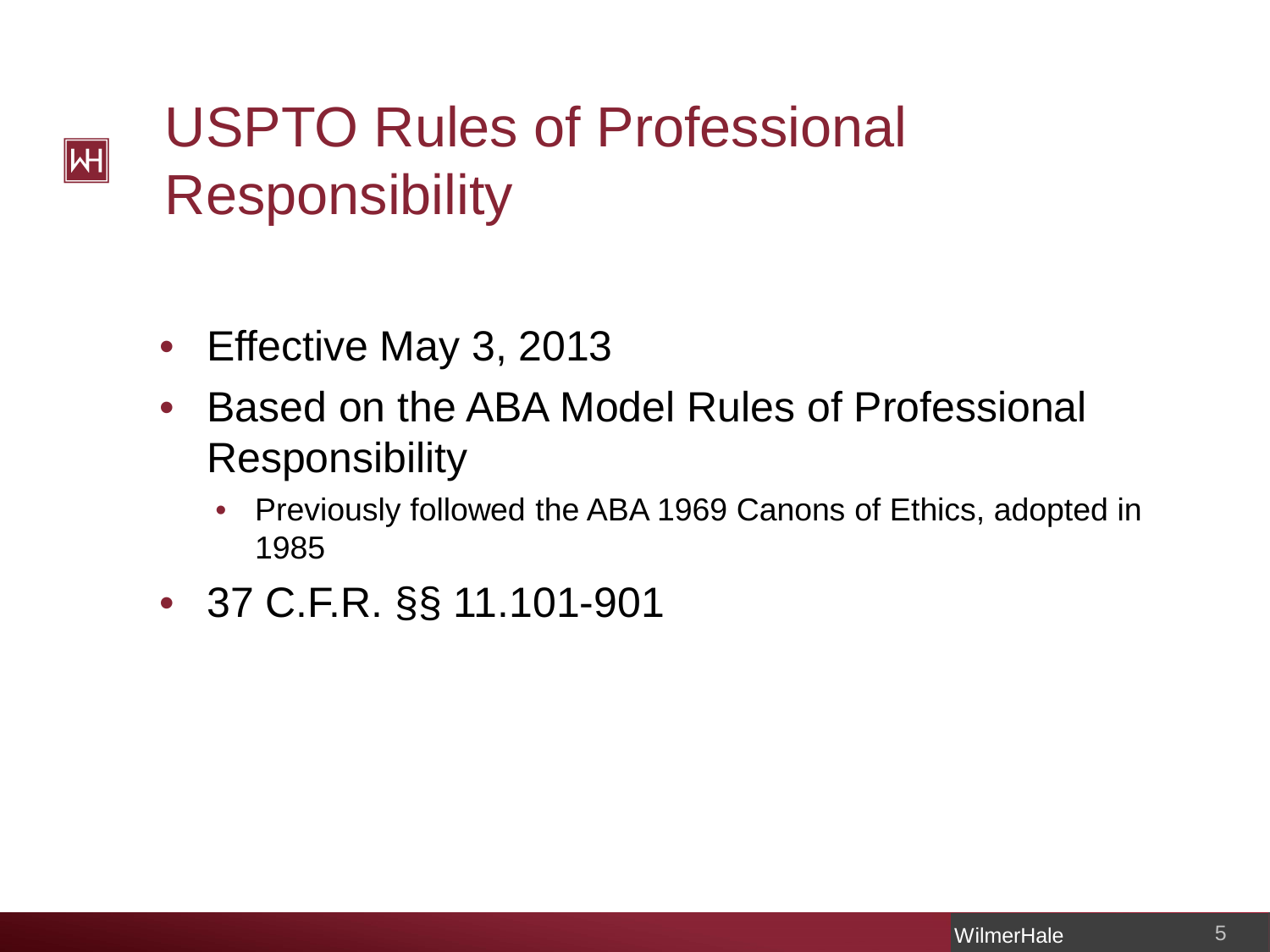# USPTO Rules of Professional Responsibility

- Effective May 3, 2013
- Based on the ABA Model Rules of Professional Responsibility
  - Previously followed the ABA 1969 Canons of Ethics, adopted in 1985
- 37 C.F.R. §§ 11.101-901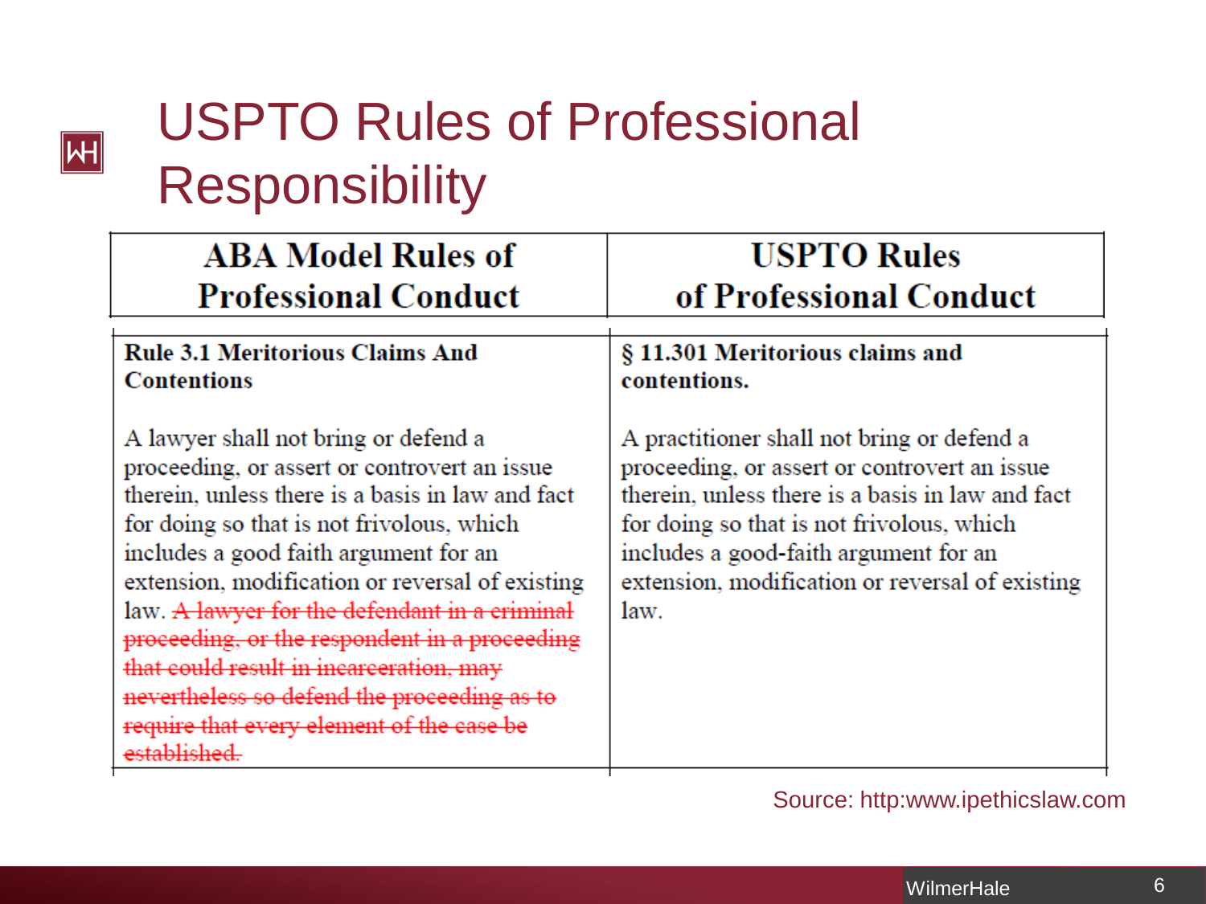# USPTO Rules of Professional Responsibility

| ABA Model Rules of Professional Conduct | USPTO Rules of Professional Conduct |
|---|---|
| **Rule 3.1 Meritorious Claims And Contentions**<br><br>A lawyer shall not bring or defend a proceeding, or assert or controvert an issue therein, unless there is a basis in law and fact for doing so that is not frivolous, which includes a good faith argument for an extension, modification or reversal of existing law. ~~A lawyer for the defendant in a criminal proceeding, or the respondent in a proceeding that could result in incarceration, may nevertheless so defend the proceeding as to require that every element of the case be established.~~ | **§ 11.301 Meritorious claims and contentions.**<br><br>A practitioner shall not bring or defend a proceeding, or assert or controvert an issue therein, unless there is a basis in law and fact for doing so that is not frivolous, which includes a good-faith argument for an extension, modification or reversal of existing law. |

Source: http:www.ipethicslaw.com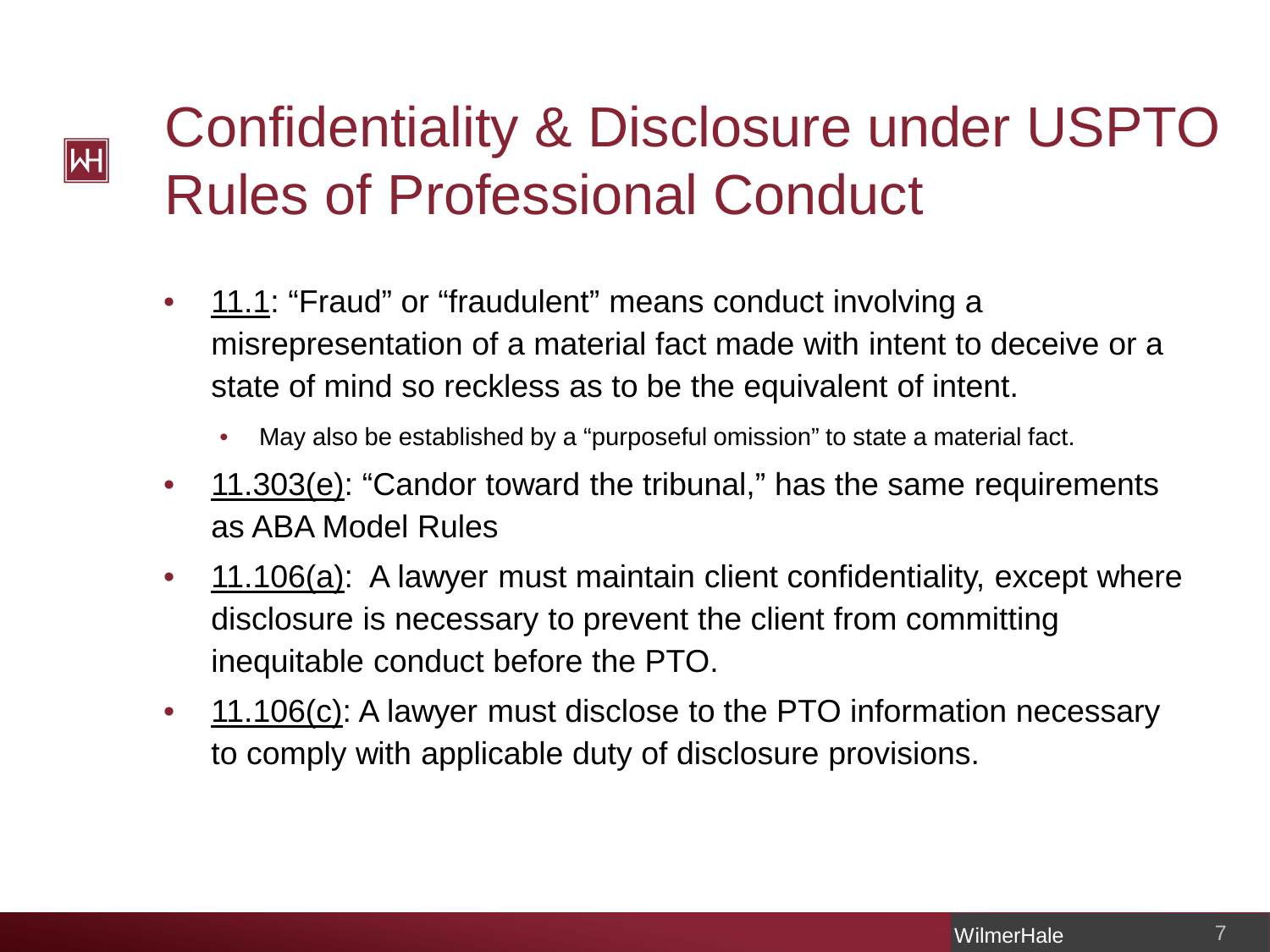# Confidentiality & Disclosure under USPTO Rules of Professional Conduct

- 11.1: "Fraud" or "fraudulent" means conduct involving a misrepresentation of a material fact made with intent to deceive or a state of mind so reckless as to be the equivalent of intent.
  - May also be established by a "purposeful omission" to state a material fact.
- 11.303(e): "Candor toward the tribunal," has the same requirements as ABA Model Rules
- 11.106(a): A lawyer must maintain client confidentiality, except where disclosure is necessary to prevent the client from committing inequitable conduct before the PTO.
- 11.106(c): A lawyer must disclose to the PTO information necessary to comply with applicable duty of disclosure provisions.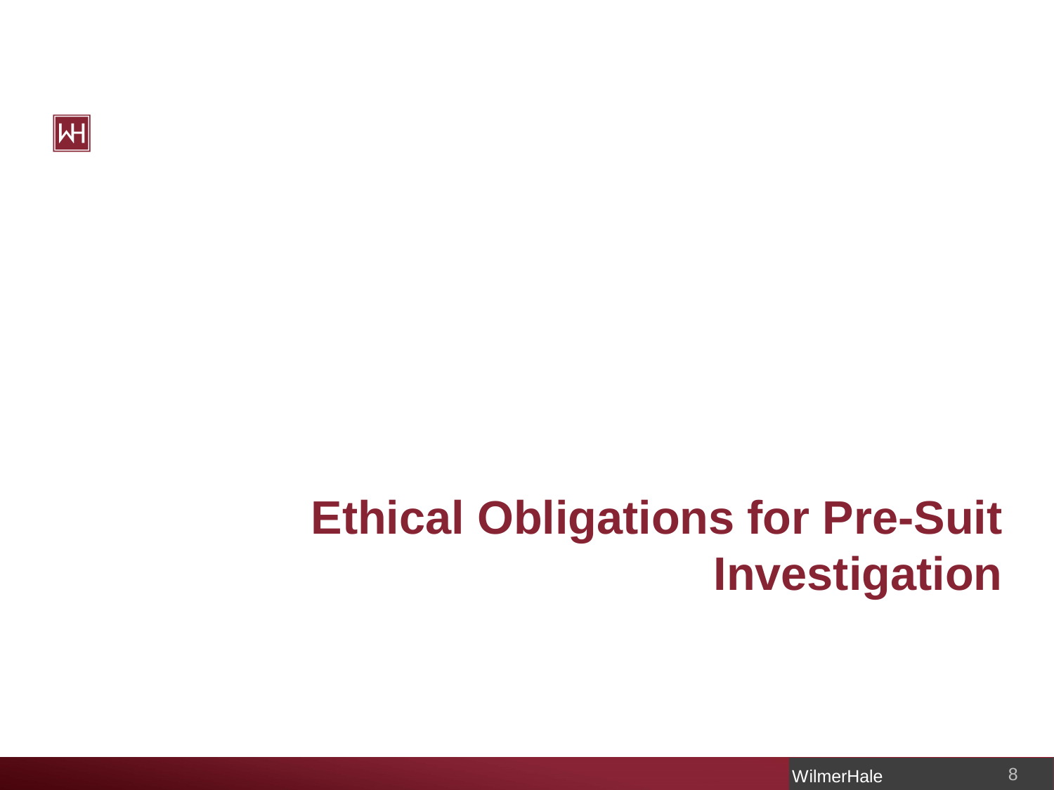# Ethical Obligations for Pre-Suit Investigation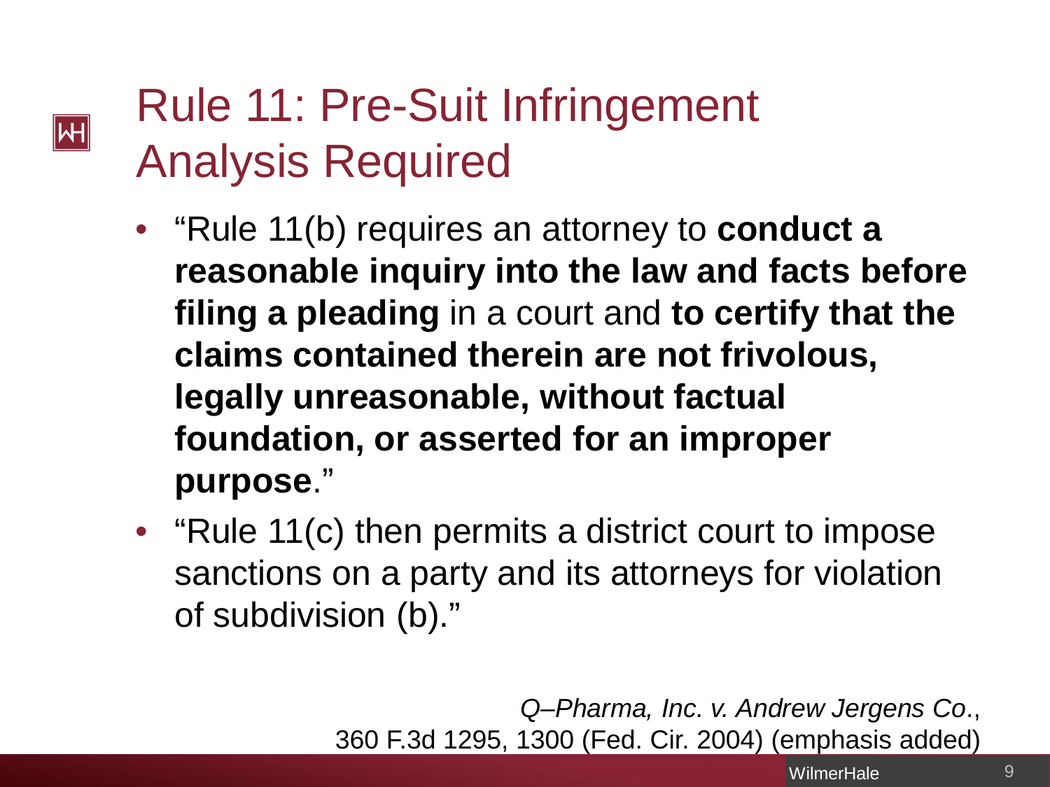# Rule 11: Pre-Suit Infringement Analysis Required

- "Rule 11(b) requires an attorney to **conduct a reasonable inquiry into the law and facts before filing a pleading** in a court and **to certify that the claims contained therein are not frivolous, legally unreasonable, without factual foundation, or asserted for an improper purpose**."
- "Rule 11(c) then permits a district court to impose sanctions on a party and its attorneys for violation of subdivision (b)."

*Q–Pharma, Inc. v. Andrew Jergens Co.*, 360 F.3d 1295, 1300 (Fed. Cir. 2004) (emphasis added)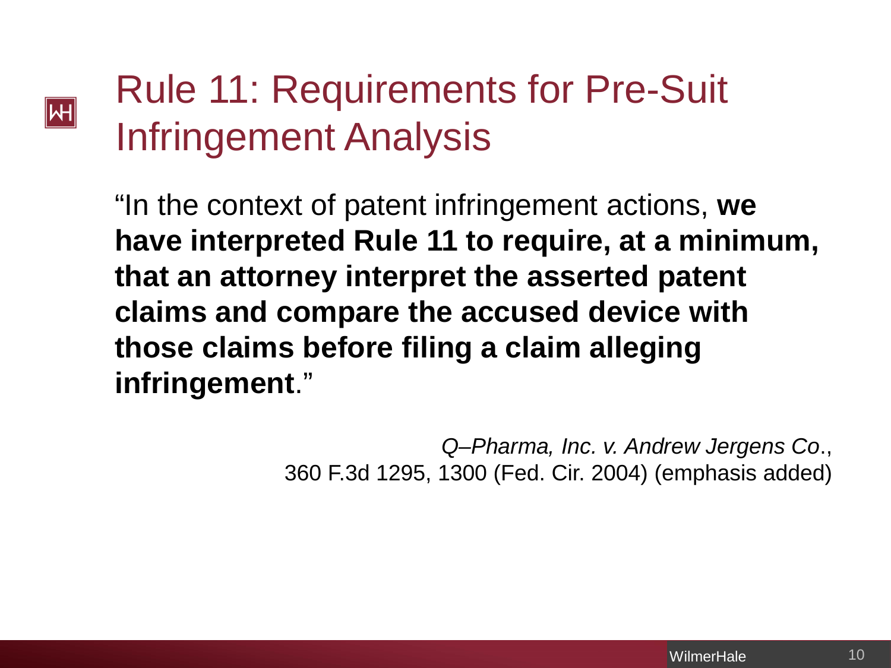# Rule 11: Requirements for Pre-Suit Infringement Analysis

"In the context of patent infringement actions, **we have interpreted Rule 11 to require, at a minimum, that an attorney interpret the asserted patent claims and compare the accused device with those claims before filing a claim alleging infringement**."

*Q–Pharma, Inc. v. Andrew Jergens Co*., 360 F.3d 1295, 1300 (Fed. Cir. 2004) (emphasis added)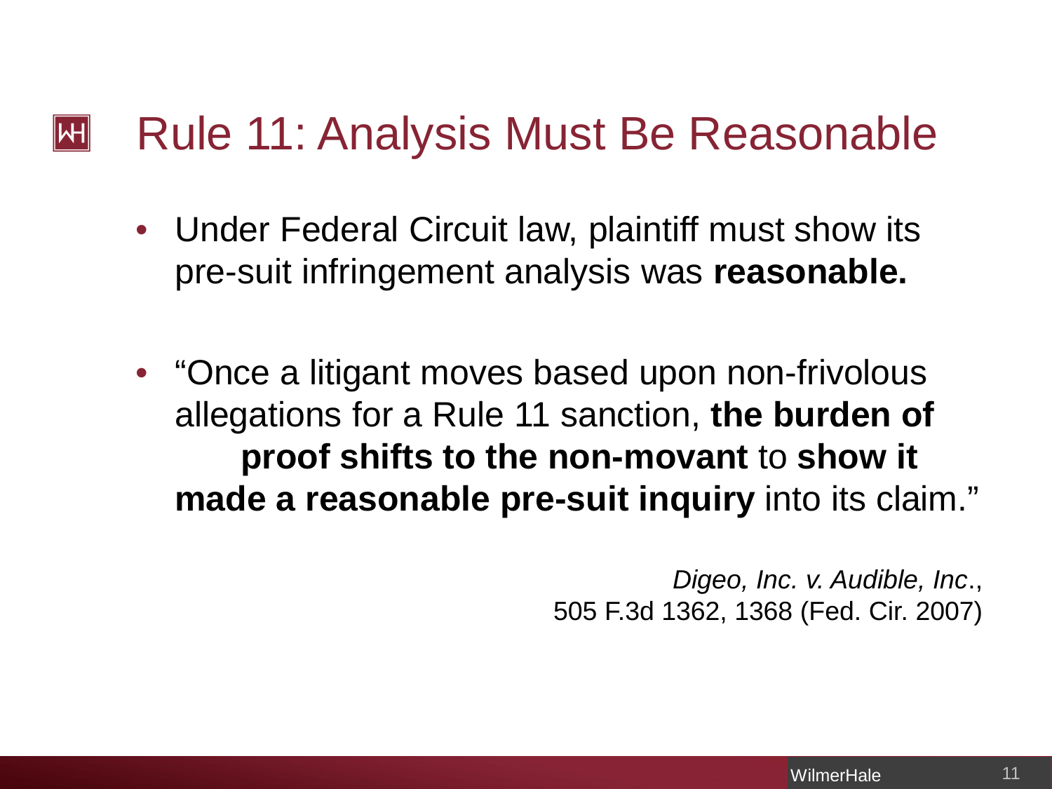# Rule 11: Analysis Must Be Reasonable

- Under Federal Circuit law, plaintiff must show its pre-suit infringement analysis was **reasonable.**

- "Once a litigant moves based upon non-frivolous allegations for a Rule 11 sanction, **the burden of proof shifts to the non-movant** to **show it made a reasonable pre-suit inquiry** into its claim."

*Digeo, Inc. v. Audible, Inc*., 505 F.3d 1362, 1368 (Fed. Cir. 2007)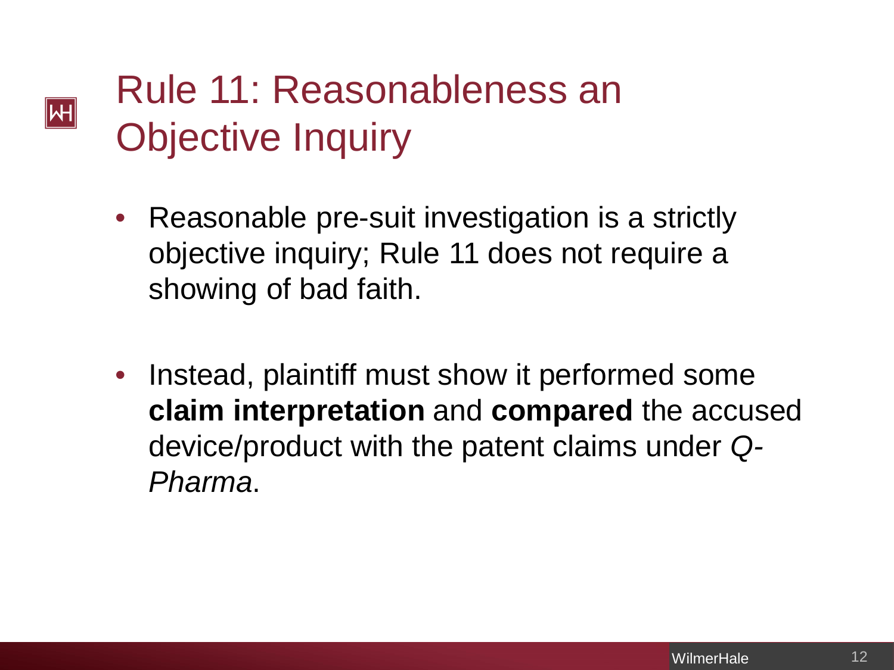# Rule 11: Reasonableness an Objective Inquiry

- Reasonable pre-suit investigation is a strictly objective inquiry; Rule 11 does not require a showing of bad faith.

- Instead, plaintiff must show it performed some **claim interpretation** and **compared** the accused device/product with the patent claims under *Q-Pharma*.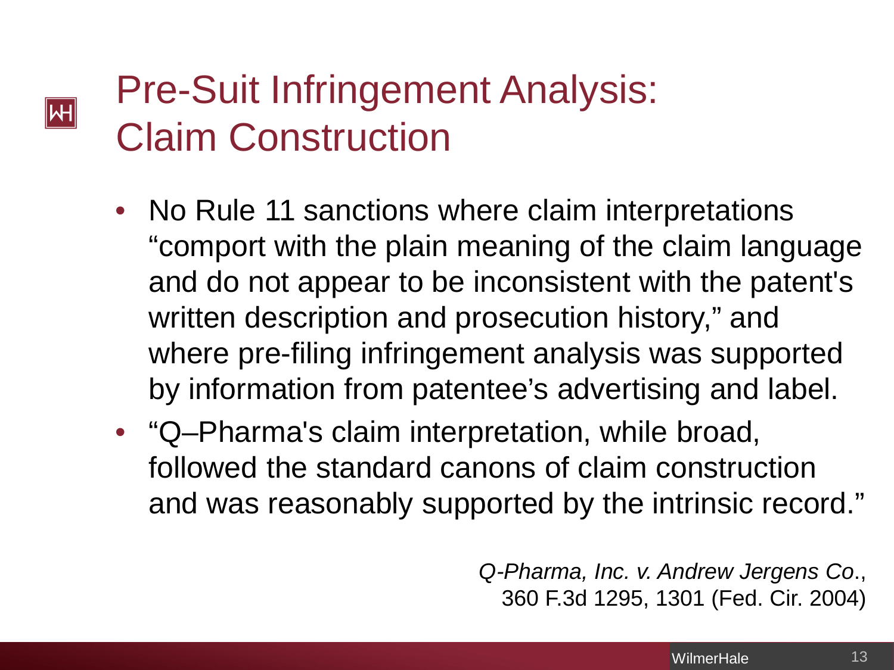# Pre-Suit Infringement Analysis: Claim Construction

- No Rule 11 sanctions where claim interpretations "comport with the plain meaning of the claim language and do not appear to be inconsistent with the patent's written description and prosecution history," and where pre-filing infringement analysis was supported by information from patentee's advertising and label.
- "Q–Pharma's claim interpretation, while broad, followed the standard canons of claim construction and was reasonably supported by the intrinsic record."

*Q-Pharma, Inc. v. Andrew Jergens Co.*, 360 F.3d 1295, 1301 (Fed. Cir. 2004)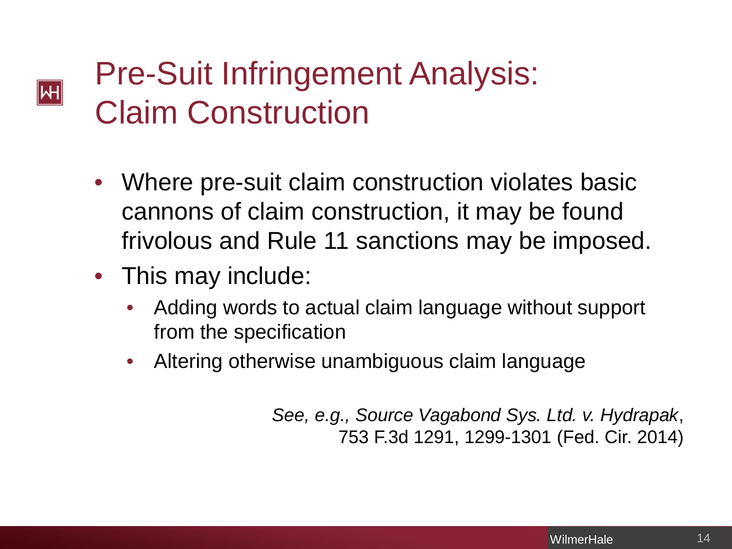# Pre-Suit Infringement Analysis: Claim Construction

- Where pre-suit claim construction violates basic cannons of claim construction, it may be found frivolous and Rule 11 sanctions may be imposed.
- This may include:
  - Adding words to actual claim language without support from the specification
  - Altering otherwise unambiguous claim language

*See, e.g., Source Vagabond Sys. Ltd. v. Hydrapak*, 753 F.3d 1291, 1299-1301 (Fed. Cir. 2014)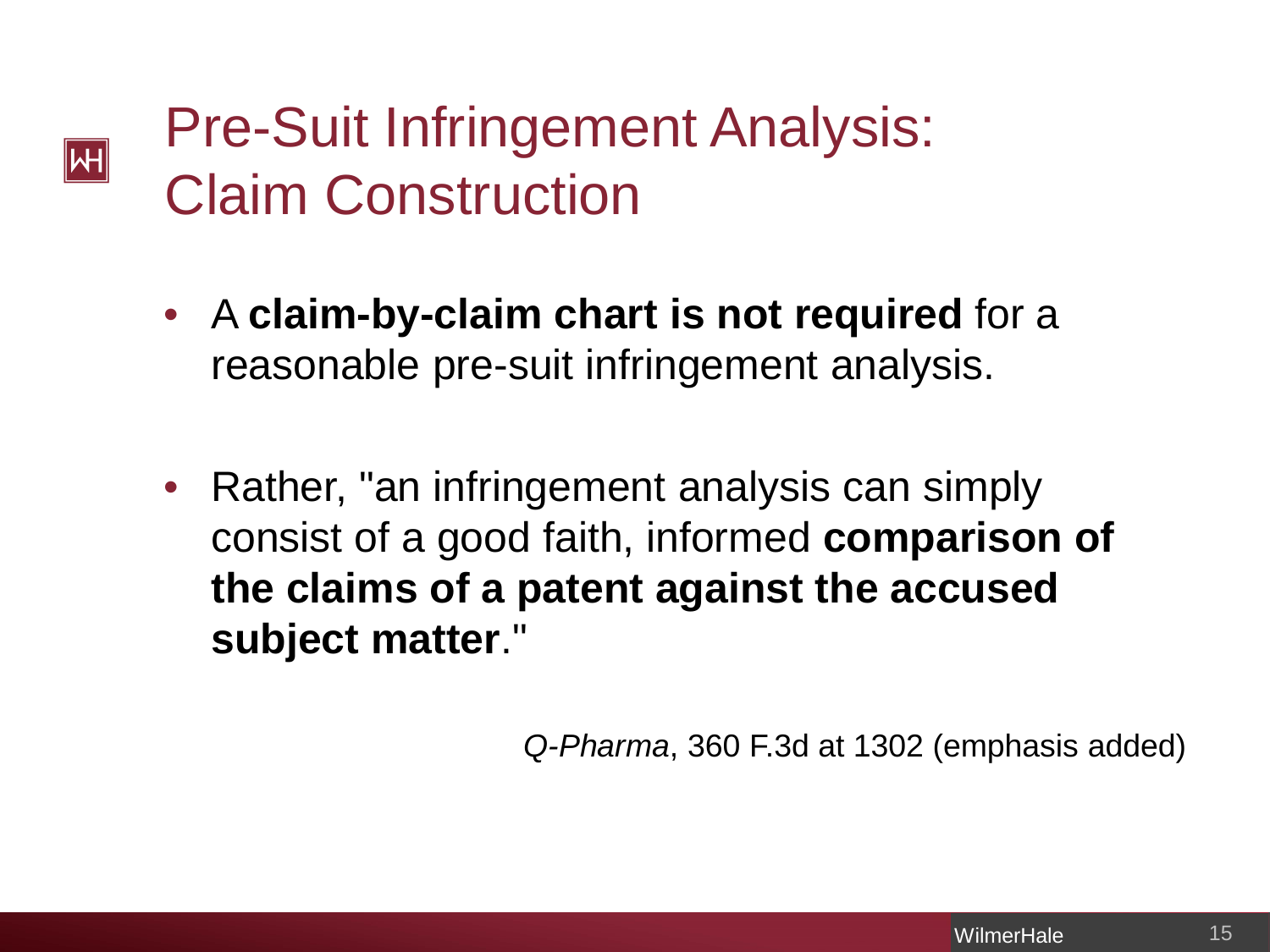# Pre-Suit Infringement Analysis: Claim Construction

- A **claim-by-claim chart is not required** for a reasonable pre-suit infringement analysis.
- Rather, "an infringement analysis can simply consist of a good faith, informed **comparison of the claims of a patent against the accused subject matter**."

*Q-Pharma*, 360 F.3d at 1302 (emphasis added)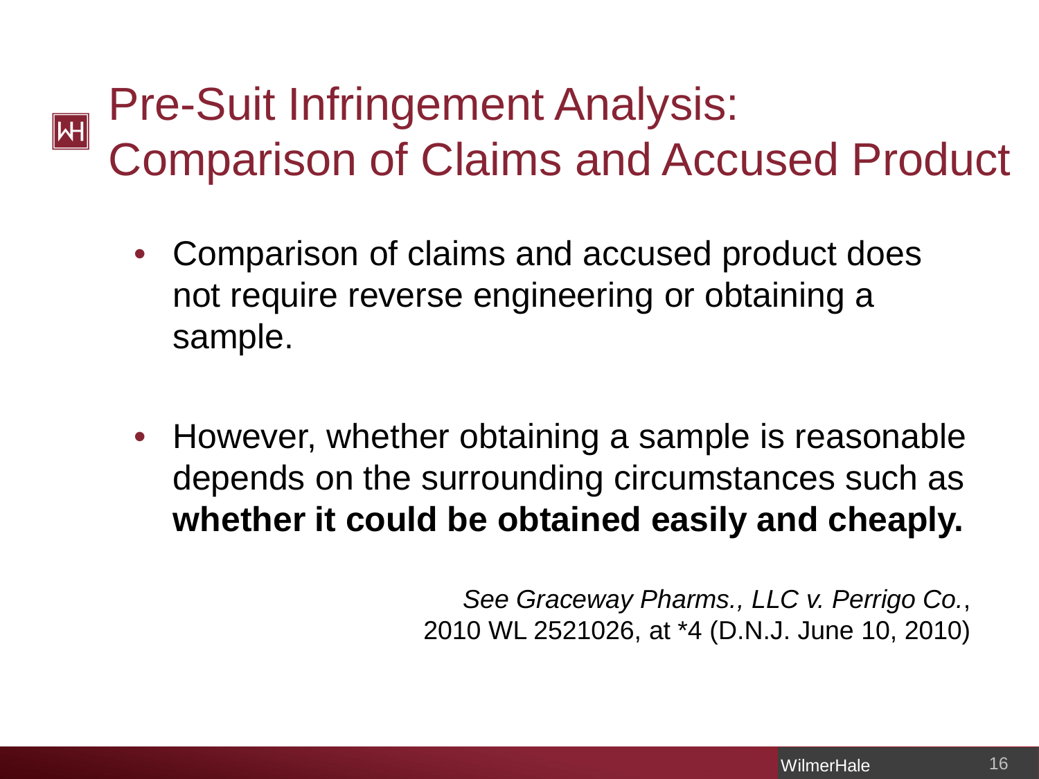# Pre-Suit Infringement Analysis: Comparison of Claims and Accused Product

- Comparison of claims and accused product does not require reverse engineering or obtaining a sample.

- However, whether obtaining a sample is reasonable depends on the surrounding circumstances such as **whether it could be obtained easily and cheaply.**

*See Graceway Pharms., LLC v. Perrigo Co.*, 2010 WL 2521026, at *4 (D.N.J. June 10, 2010)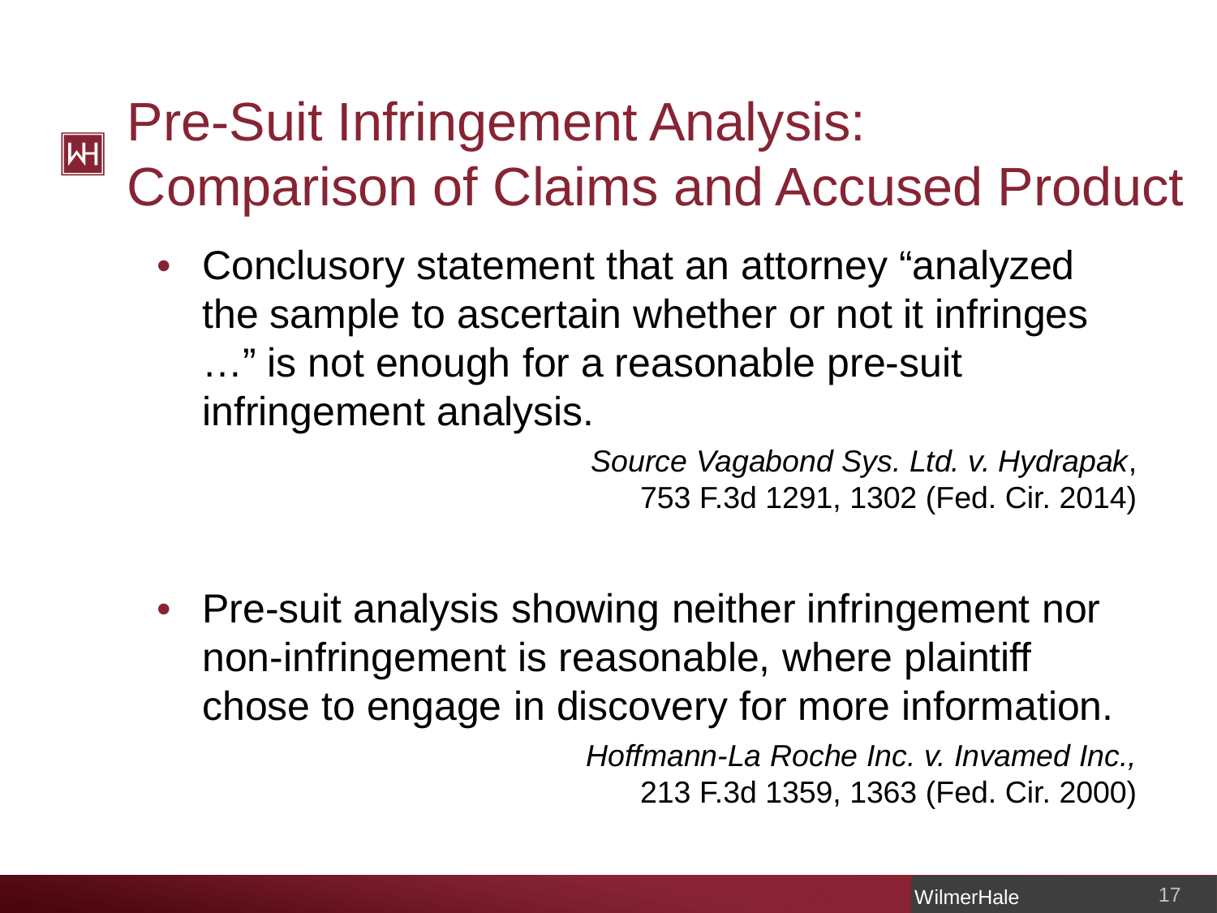# Pre-Suit Infringement Analysis: Comparison of Claims and Accused Product

- Conclusory statement that an attorney "analyzed the sample to ascertain whether or not it infringes …" is not enough for a reasonable pre-suit infringement analysis.

  *Source Vagabond Sys. Ltd. v. Hydrapak*, 753 F.3d 1291, 1302 (Fed. Cir. 2014)

- Pre-suit analysis showing neither infringement nor non-infringement is reasonable, where plaintiff chose to engage in discovery for more information.

  *Hoffmann-La Roche Inc. v. Invamed Inc.,* 213 F.3d 1359, 1363 (Fed. Cir. 2000)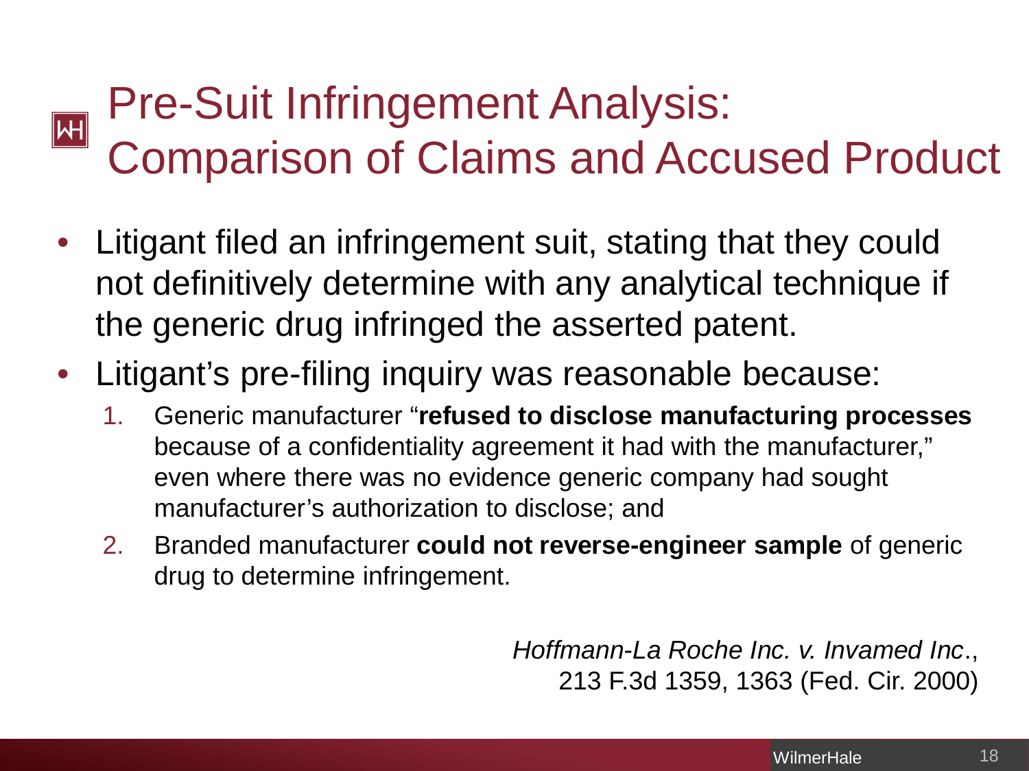# Pre-Suit Infringement Analysis: Comparison of Claims and Accused Product

- Litigant filed an infringement suit, stating that they could not definitively determine with any analytical technique if the generic drug infringed the asserted patent.
- Litigant's pre-filing inquiry was reasonable because:
  1. Generic manufacturer "**refused to disclose manufacturing processes** because of a confidentiality agreement it had with the manufacturer," even where there was no evidence generic company had sought manufacturer's authorization to disclose; and
  2. Branded manufacturer **could not reverse-engineer sample** of generic drug to determine infringement.

*Hoffmann-La Roche Inc. v. Invamed Inc*., 213 F.3d 1359, 1363 (Fed. Cir. 2000)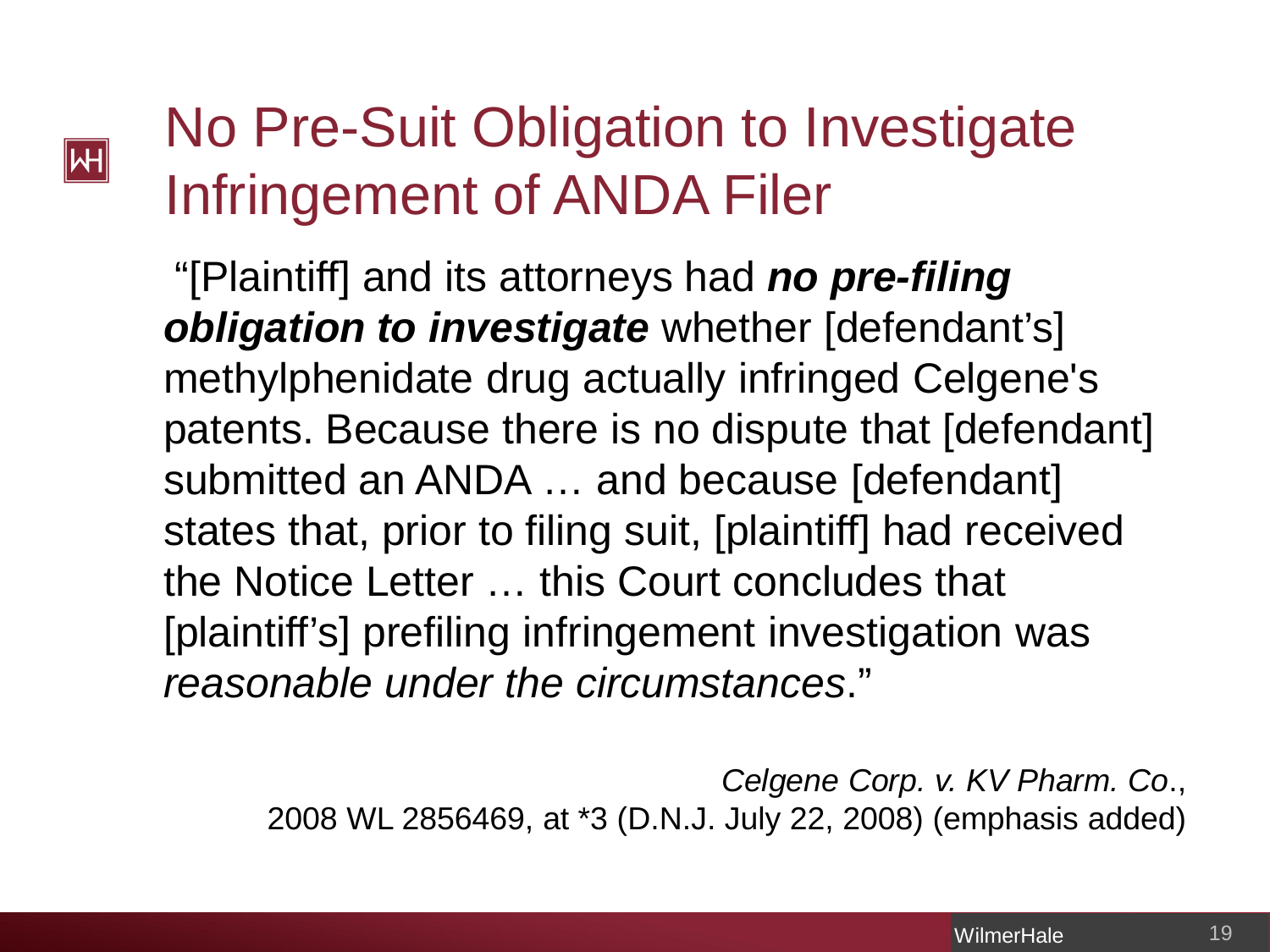# No Pre-Suit Obligation to Investigate Infringement of ANDA Filer

"[Plaintiff] and its attorneys had ***no pre-filing obligation to investigate*** whether [defendant's] methylphenidate drug actually infringed Celgene's patents. Because there is no dispute that [defendant] submitted an ANDA … and because [defendant] states that, prior to filing suit, [plaintiff] had received the Notice Letter … this Court concludes that [plaintiff's] prefiling infringement investigation was *reasonable under the circumstances*."

*Celgene Corp. v. KV Pharm. Co*., 2008 WL 2856469, at *3 (D.N.J. July 22, 2008) (emphasis added)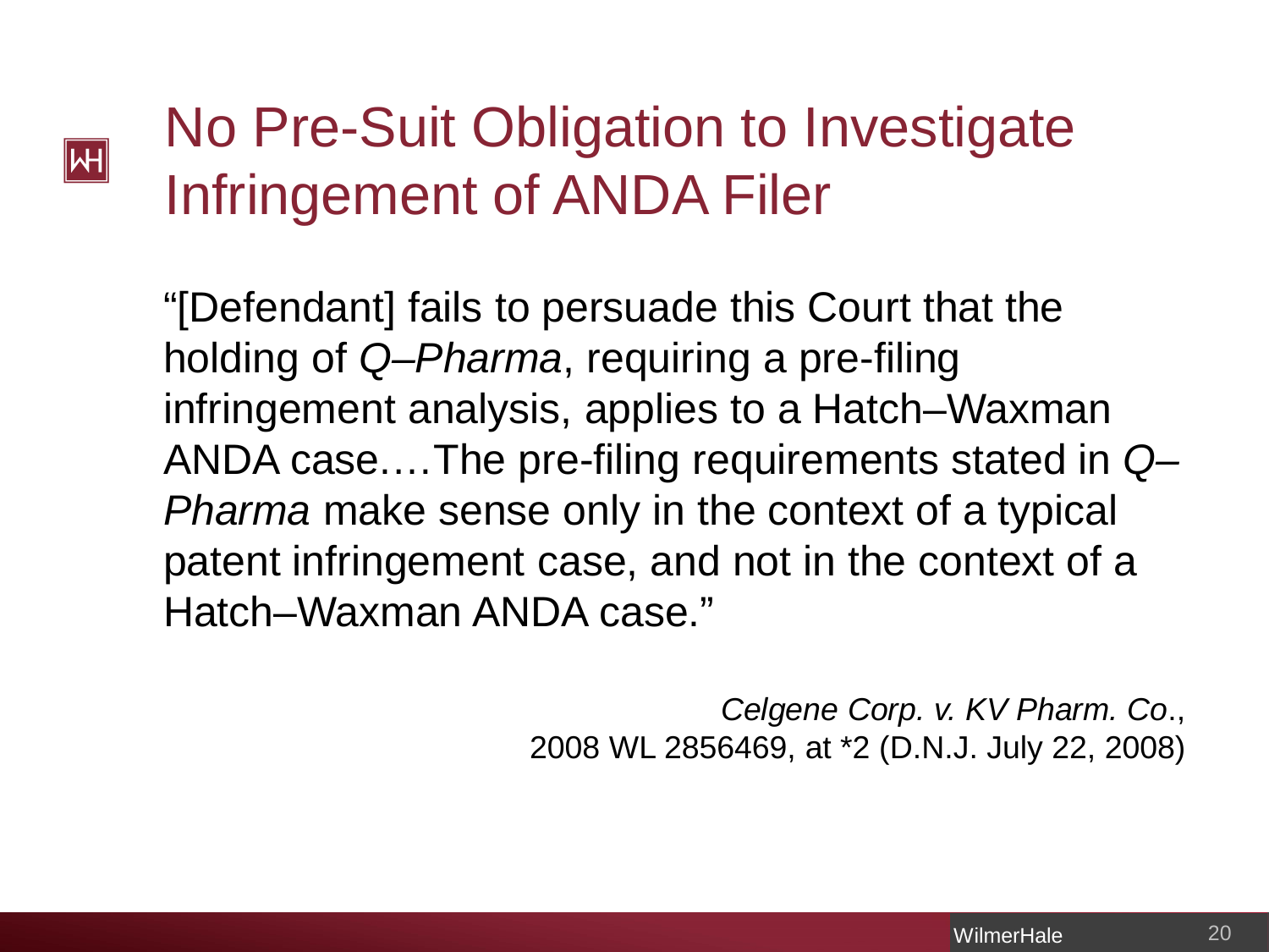# No Pre-Suit Obligation to Investigate Infringement of ANDA Filer

"[Defendant] fails to persuade this Court that the holding of *Q–Pharma*, requiring a pre-filing infringement analysis, applies to a Hatch–Waxman ANDA case.…The pre-filing requirements stated in *Q–Pharma* make sense only in the context of a typical patent infringement case, and not in the context of a Hatch–Waxman ANDA case."

*Celgene Corp. v. KV Pharm. Co*., 2008 WL 2856469, at *2 (D.N.J. July 22, 2008)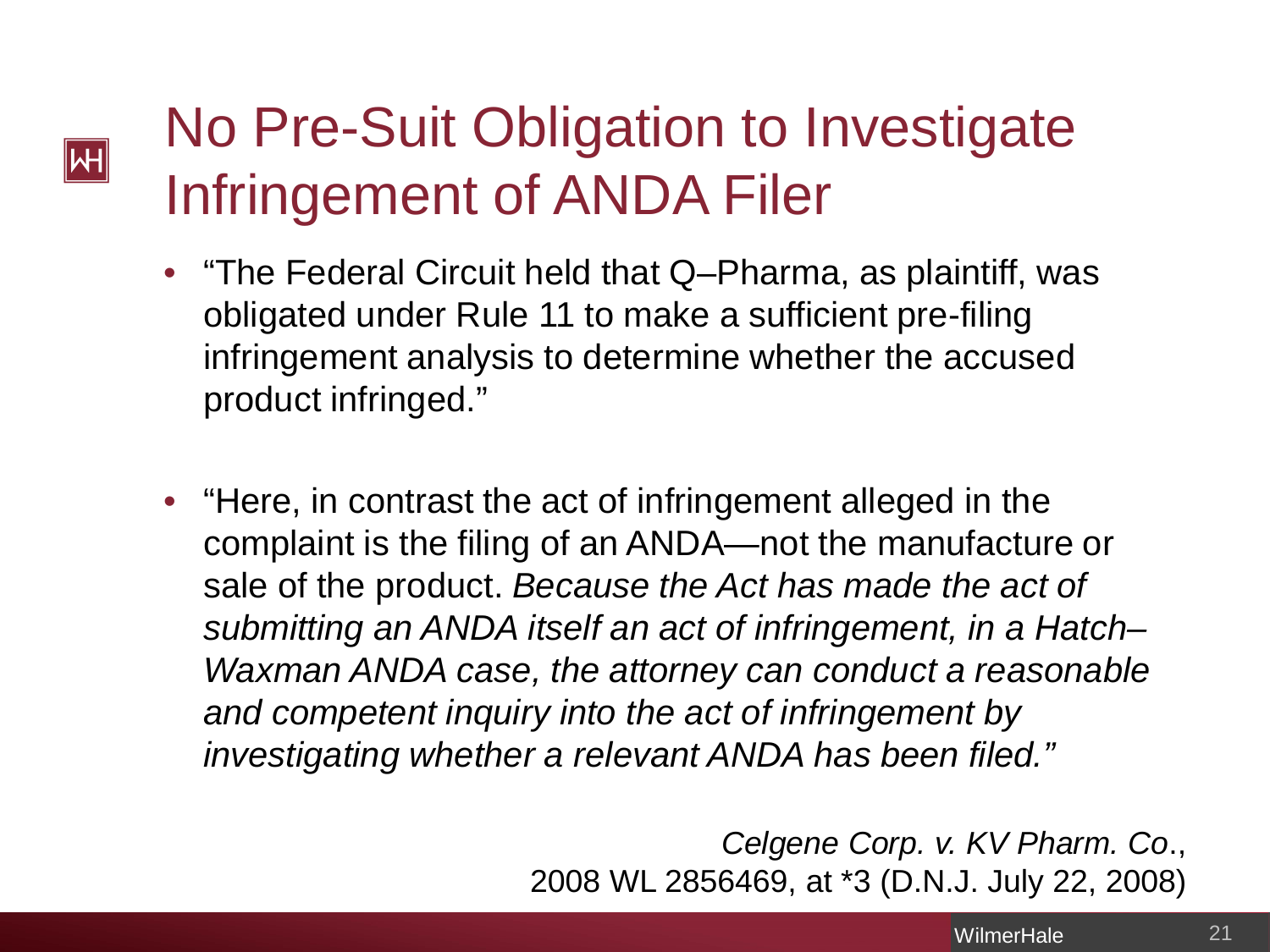# No Pre-Suit Obligation to Investigate Infringement of ANDA Filer

- "The Federal Circuit held that Q–Pharma, as plaintiff, was obligated under Rule 11 to make a sufficient pre-filing infringement analysis to determine whether the accused product infringed."

- "Here, in contrast the act of infringement alleged in the complaint is the filing of an ANDA—not the manufacture or sale of the product. *Because the Act has made the act of submitting an ANDA itself an act of infringement, in a Hatch–Waxman ANDA case, the attorney can conduct a reasonable and competent inquiry into the act of infringement by investigating whether a relevant ANDA has been filed."*

*Celgene Corp. v. KV Pharm. Co*., 2008 WL 2856469, at *3 (D.N.J. July 22, 2008)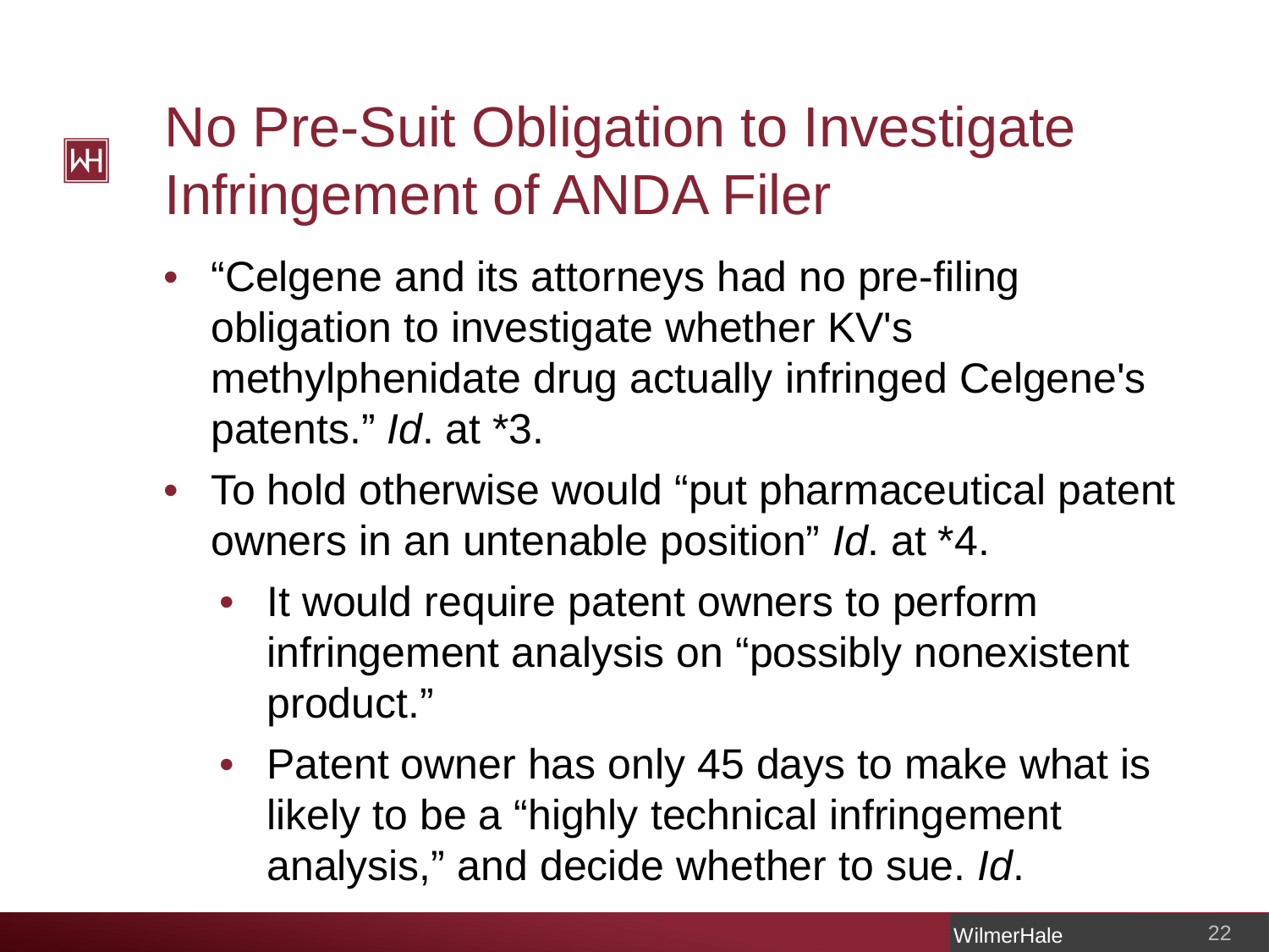# No Pre-Suit Obligation to Investigate Infringement of ANDA Filer

- "Celgene and its attorneys had no pre-filing obligation to investigate whether KV's methylphenidate drug actually infringed Celgene's patents." *Id*. at *3.
- To hold otherwise would "put pharmaceutical patent owners in an untenable position" *Id*. at *4.
  - It would require patent owners to perform infringement analysis on "possibly nonexistent product."
  - Patent owner has only 45 days to make what is likely to be a "highly technical infringement analysis," and decide whether to sue. *Id*.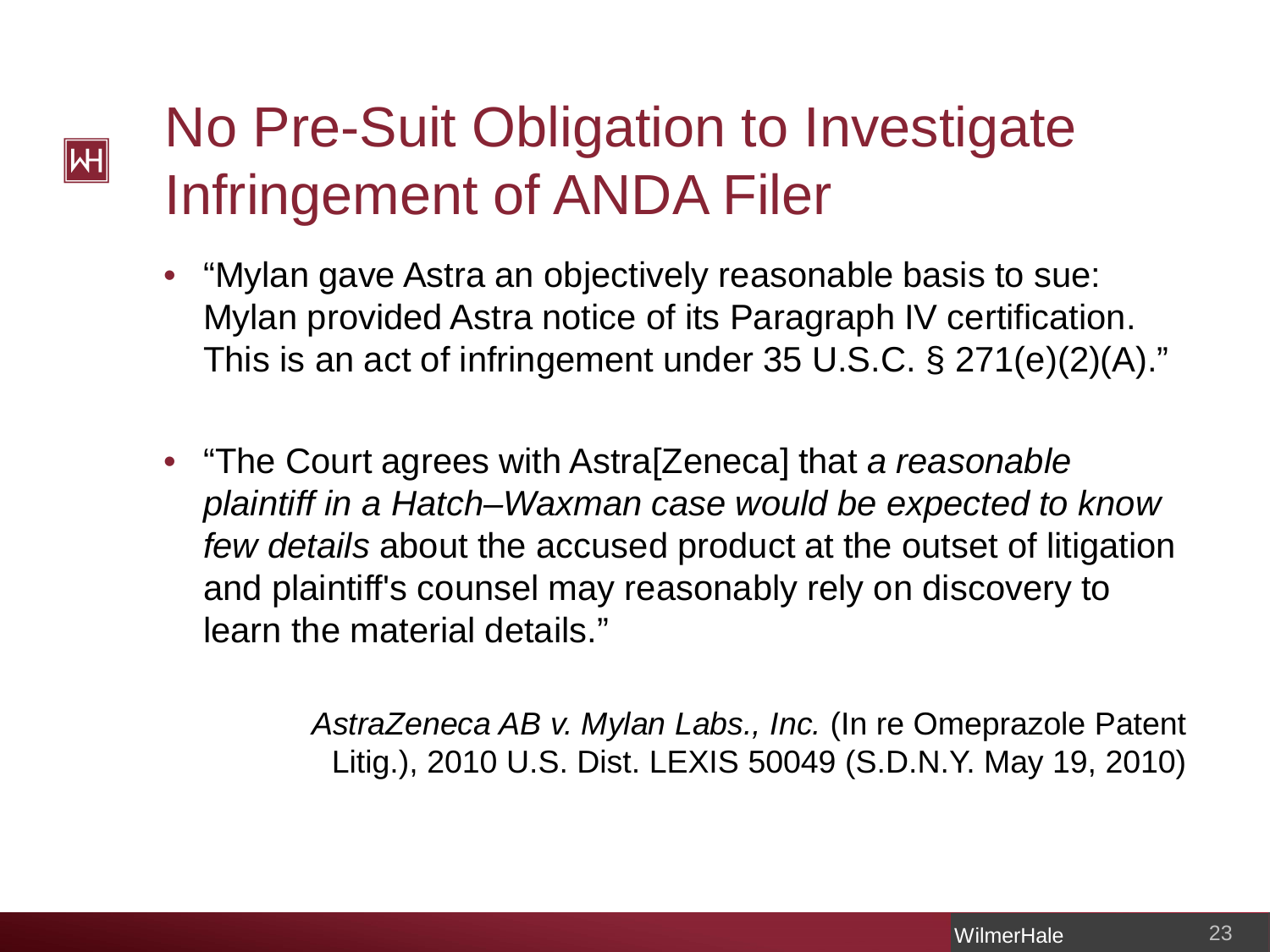# No Pre-Suit Obligation to Investigate Infringement of ANDA Filer

- "Mylan gave Astra an objectively reasonable basis to sue: Mylan provided Astra notice of its Paragraph IV certification. This is an act of infringement under 35 U.S.C. § 271(e)(2)(A)."

- "The Court agrees with Astra[Zeneca] that *a reasonable plaintiff in a Hatch–Waxman case would be expected to know few details* about the accused product at the outset of litigation and plaintiff's counsel may reasonably rely on discovery to learn the material details."

*AstraZeneca AB v. Mylan Labs., Inc.* (In re Omeprazole Patent Litig.), 2010 U.S. Dist. LEXIS 50049 (S.D.N.Y. May 19, 2010)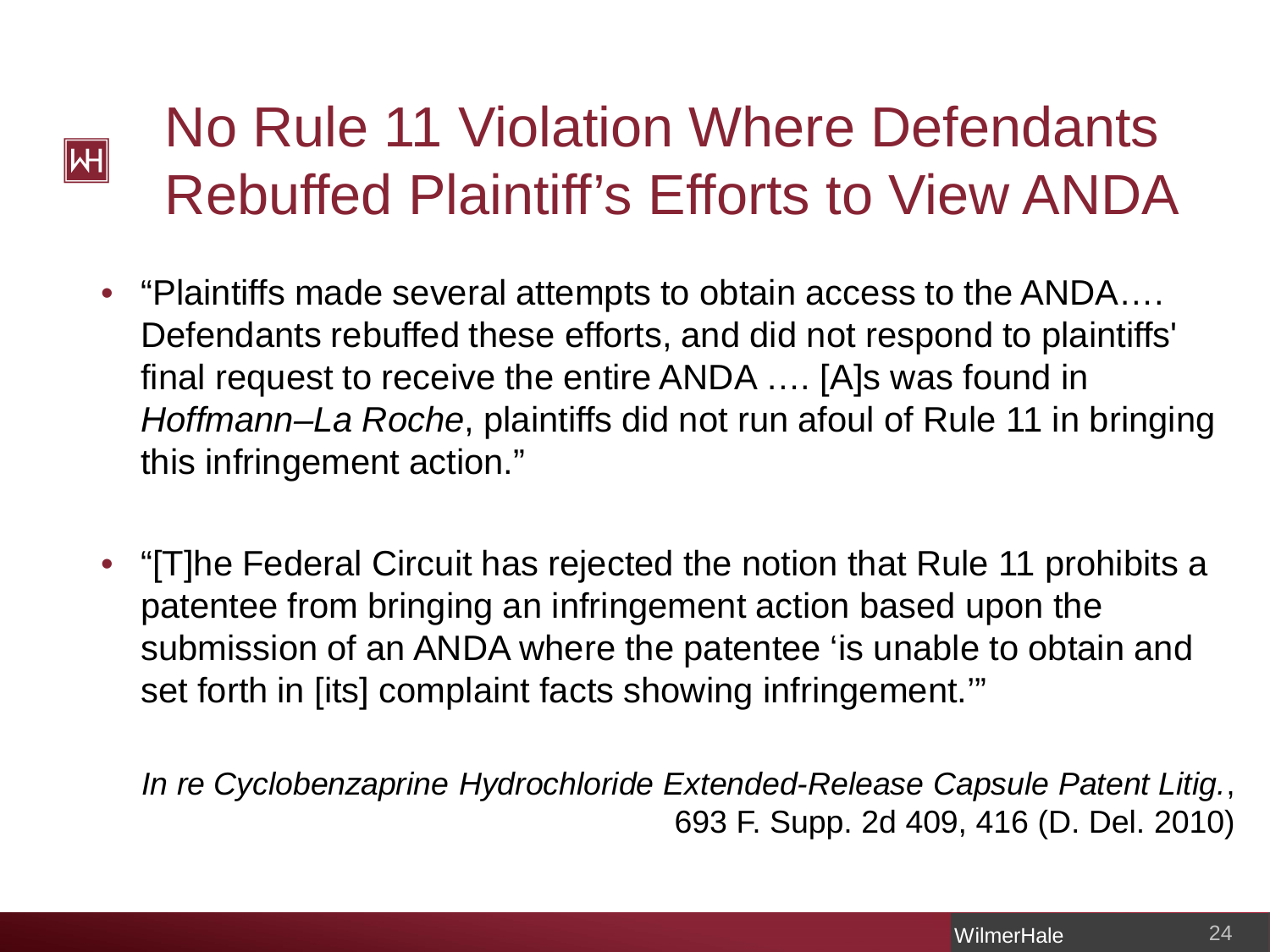# No Rule 11 Violation Where Defendants Rebuffed Plaintiff's Efforts to View ANDA

- "Plaintiffs made several attempts to obtain access to the ANDA…. Defendants rebuffed these efforts, and did not respond to plaintiffs' final request to receive the entire ANDA …. [A]s was found in *Hoffmann–La Roche*, plaintiffs did not run afoul of Rule 11 in bringing this infringement action."

- "[T]he Federal Circuit has rejected the notion that Rule 11 prohibits a patentee from bringing an infringement action based upon the submission of an ANDA where the patentee 'is unable to obtain and set forth in [its] complaint facts showing infringement.'"

*In re Cyclobenzaprine Hydrochloride Extended-Release Capsule Patent Litig.*, 693 F. Supp. 2d 409, 416 (D. Del. 2010)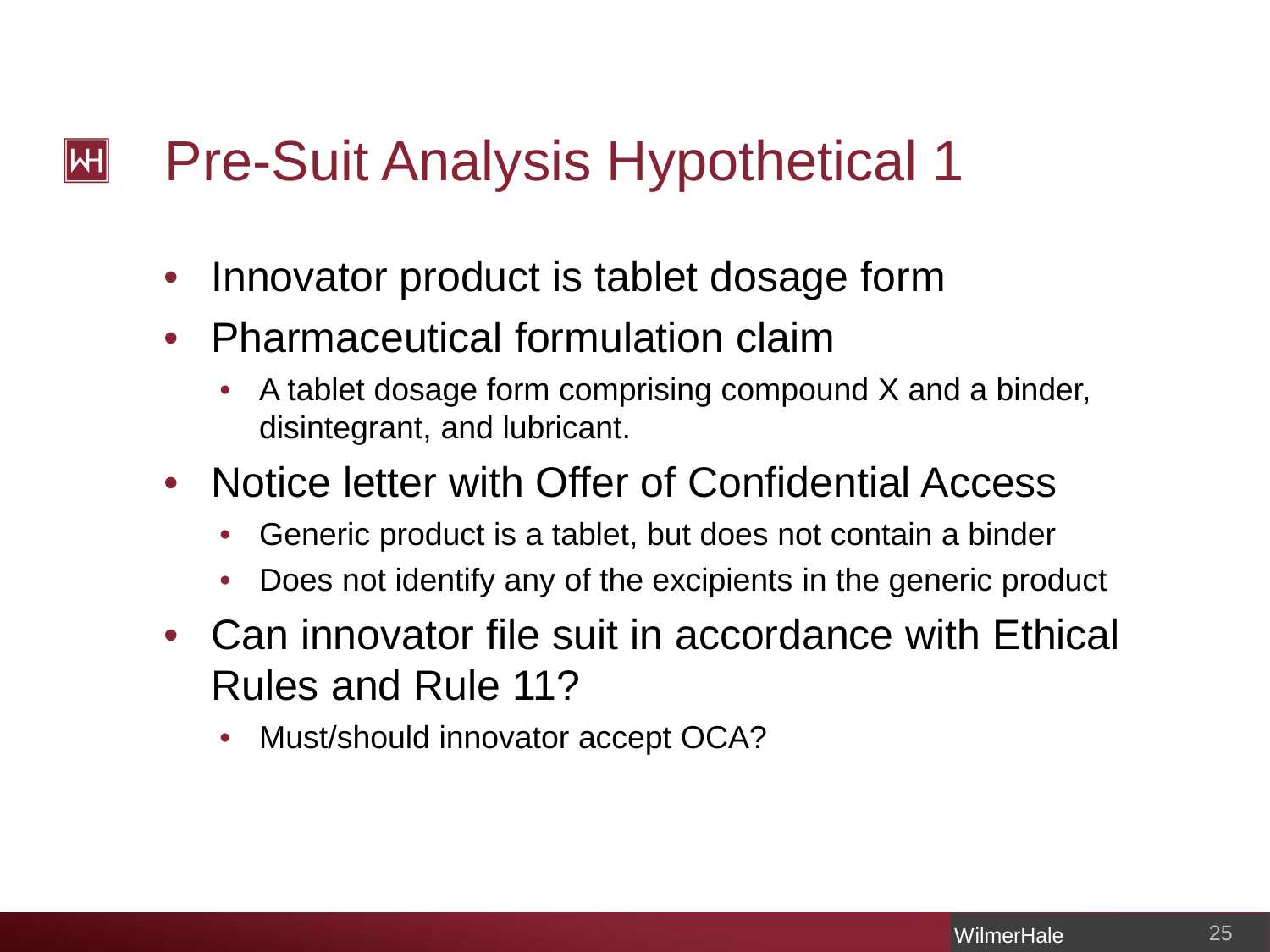# Pre-Suit Analysis Hypothetical 1

- Innovator product is tablet dosage form
- Pharmaceutical formulation claim
  - A tablet dosage form comprising compound X and a binder, disintegrant, and lubricant.
- Notice letter with Offer of Confidential Access
  - Generic product is a tablet, but does not contain a binder
  - Does not identify any of the excipients in the generic product
- Can innovator file suit in accordance with Ethical Rules and Rule 11?
  - Must/should innovator accept OCA?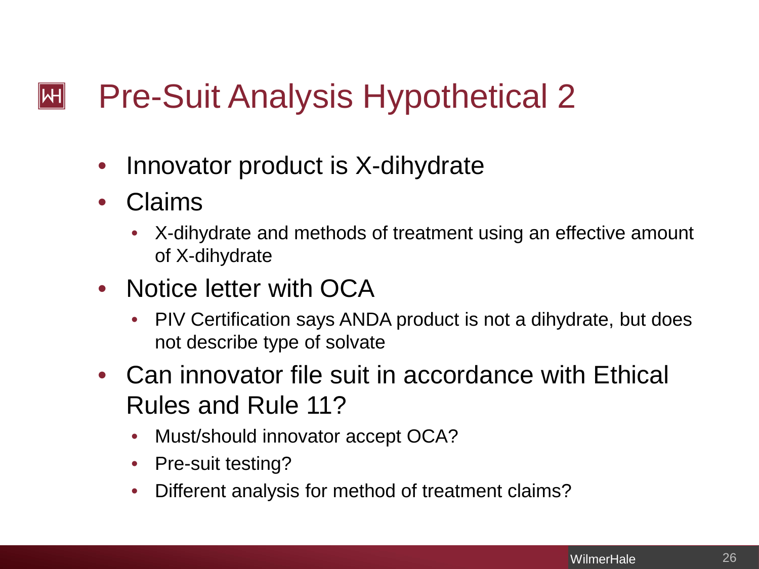# Pre-Suit Analysis Hypothetical 2

- Innovator product is X-dihydrate
- Claims
  - X-dihydrate and methods of treatment using an effective amount of X-dihydrate
- Notice letter with OCA
  - PIV Certification says ANDA product is not a dihydrate, but does not describe type of solvate
- Can innovator file suit in accordance with Ethical Rules and Rule 11?
  - Must/should innovator accept OCA?
  - Pre-suit testing?
  - Different analysis for method of treatment claims?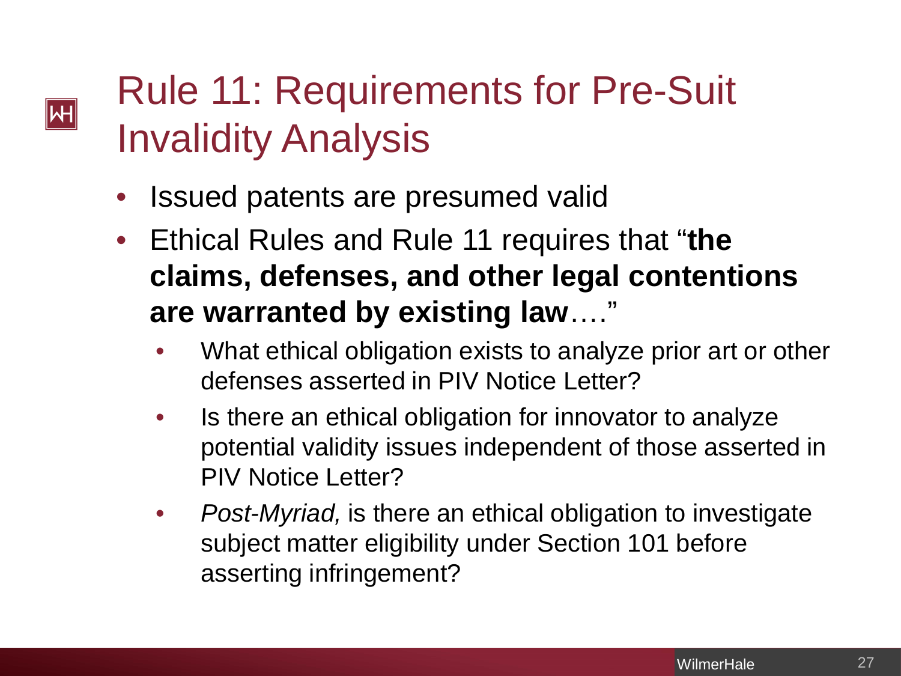# Rule 11: Requirements for Pre-Suit Invalidity Analysis

- Issued patents are presumed valid
- Ethical Rules and Rule 11 requires that "**the claims, defenses, and other legal contentions are warranted by existing law**…."
  - What ethical obligation exists to analyze prior art or other defenses asserted in PIV Notice Letter?
  - Is there an ethical obligation for innovator to analyze potential validity issues independent of those asserted in PIV Notice Letter?
  - *Post-Myriad,* is there an ethical obligation to investigate subject matter eligibility under Section 101 before asserting infringement?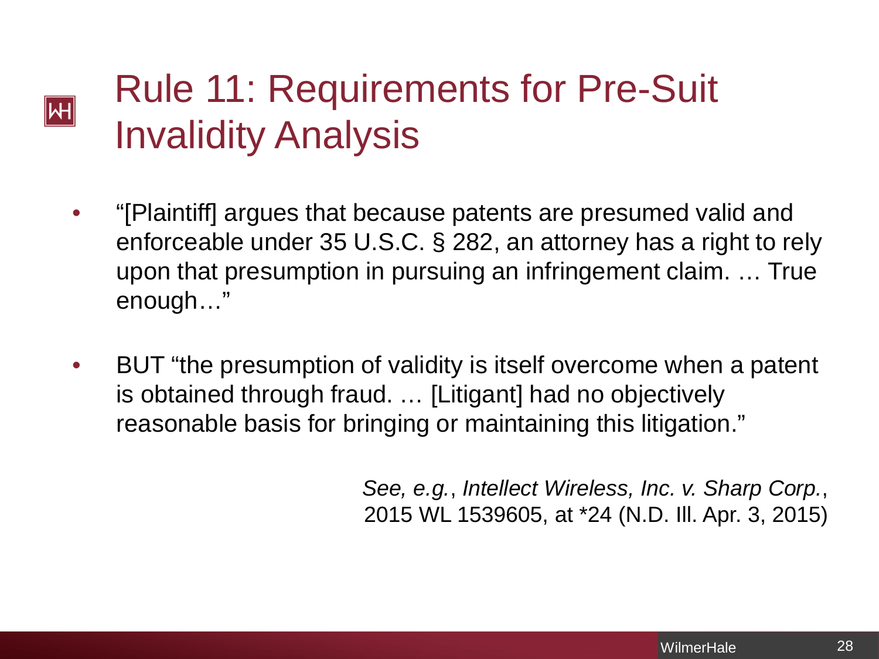# Rule 11: Requirements for Pre-Suit Invalidity Analysis

- "[Plaintiff] argues that because patents are presumed valid and enforceable under 35 U.S.C. § 282, an attorney has a right to rely upon that presumption in pursuing an infringement claim. … True enough…"

- BUT "the presumption of validity is itself overcome when a patent is obtained through fraud. … [Litigant] had no objectively reasonable basis for bringing or maintaining this litigation."

*See, e.g.*, *Intellect Wireless, Inc. v. Sharp Corp.*, 2015 WL 1539605, at *24 (N.D. Ill. Apr. 3, 2015)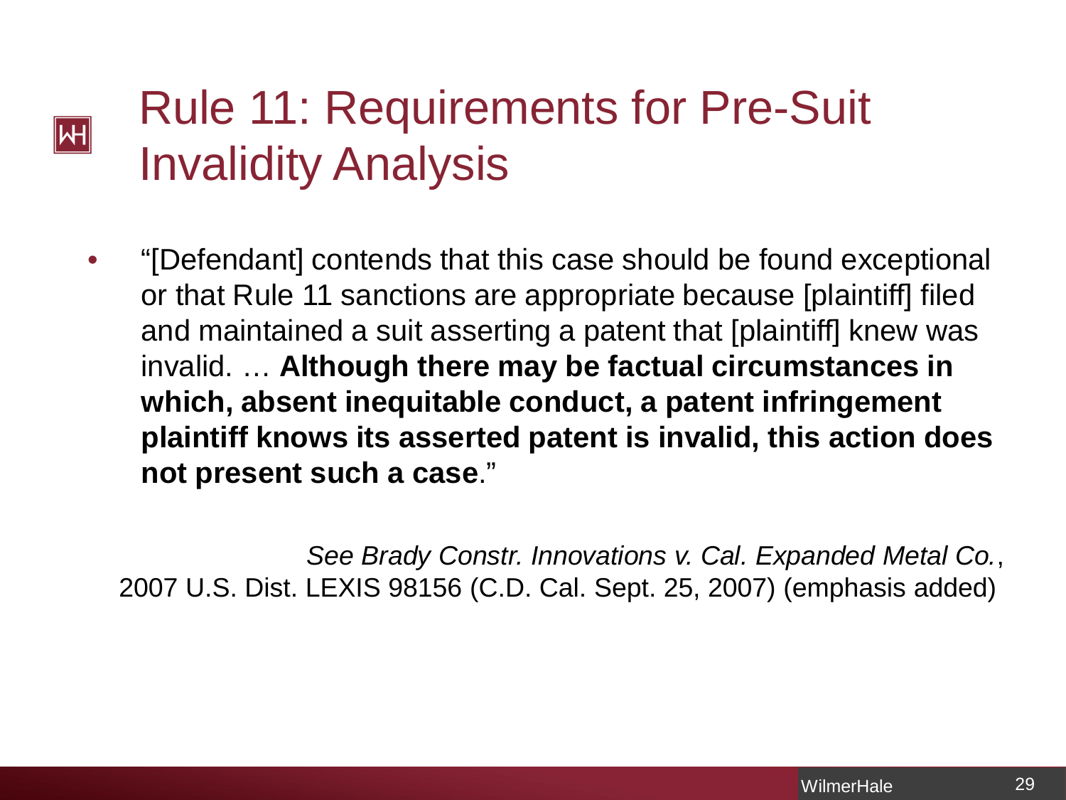# Rule 11: Requirements for Pre-Suit Invalidity Analysis

- "[Defendant] contends that this case should be found exceptional or that Rule 11 sanctions are appropriate because [plaintiff] filed and maintained a suit asserting a patent that [plaintiff] knew was invalid. … **Although there may be factual circumstances in which, absent inequitable conduct, a patent infringement plaintiff knows its asserted patent is invalid, this action does not present such a case**."

*See Brady Constr. Innovations v. Cal. Expanded Metal Co.*, 2007 U.S. Dist. LEXIS 98156 (C.D. Cal. Sept. 25, 2007) (emphasis added)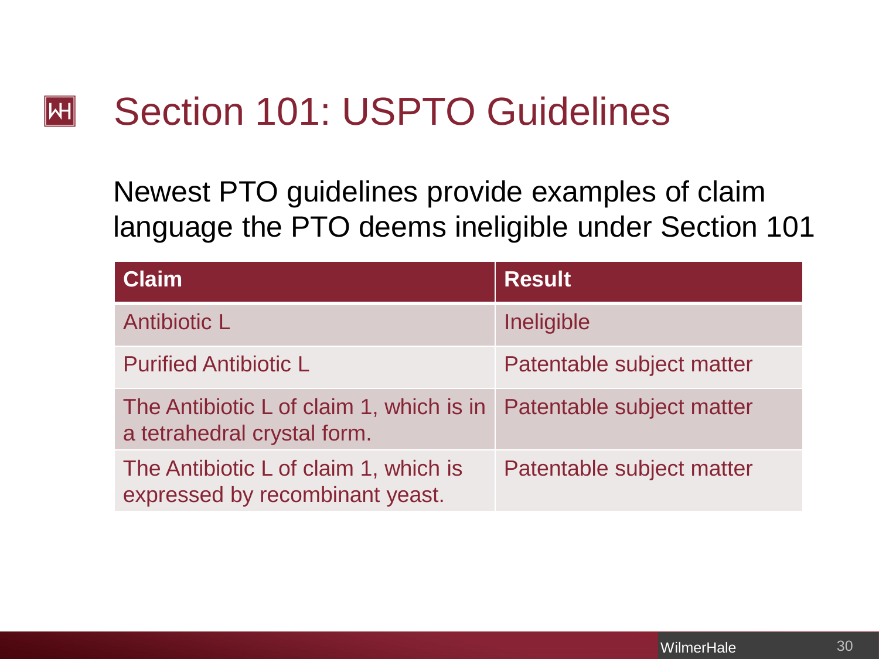# Section 101: USPTO Guidelines

Newest PTO guidelines provide examples of claim language the PTO deems ineligible under Section 101

| Claim | Result |
| --- | --- |
| Antibiotic L | Ineligible |
| Purified Antibiotic L | Patentable subject matter |
| The Antibiotic L of claim 1, which is in a tetrahedral crystal form. | Patentable subject matter |
| The Antibiotic L of claim 1, which is expressed by recombinant yeast. | Patentable subject matter |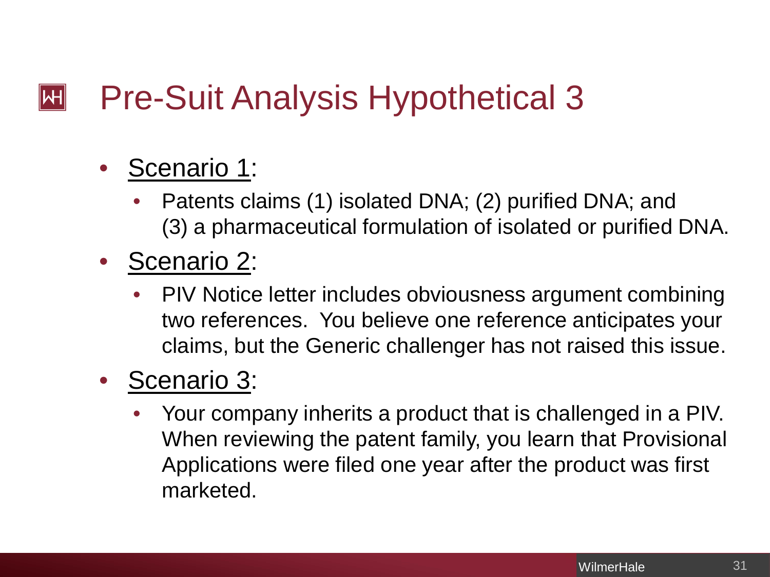# Pre-Suit Analysis Hypothetical 3

- Scenario 1:
  - Patents claims (1) isolated DNA; (2) purified DNA; and (3) a pharmaceutical formulation of isolated or purified DNA.
- Scenario 2:
  - PIV Notice letter includes obviousness argument combining two references. You believe one reference anticipates your claims, but the Generic challenger has not raised this issue.
- Scenario 3:
  - Your company inherits a product that is challenged in a PIV. When reviewing the patent family, you learn that Provisional Applications were filed one year after the product was first marketed.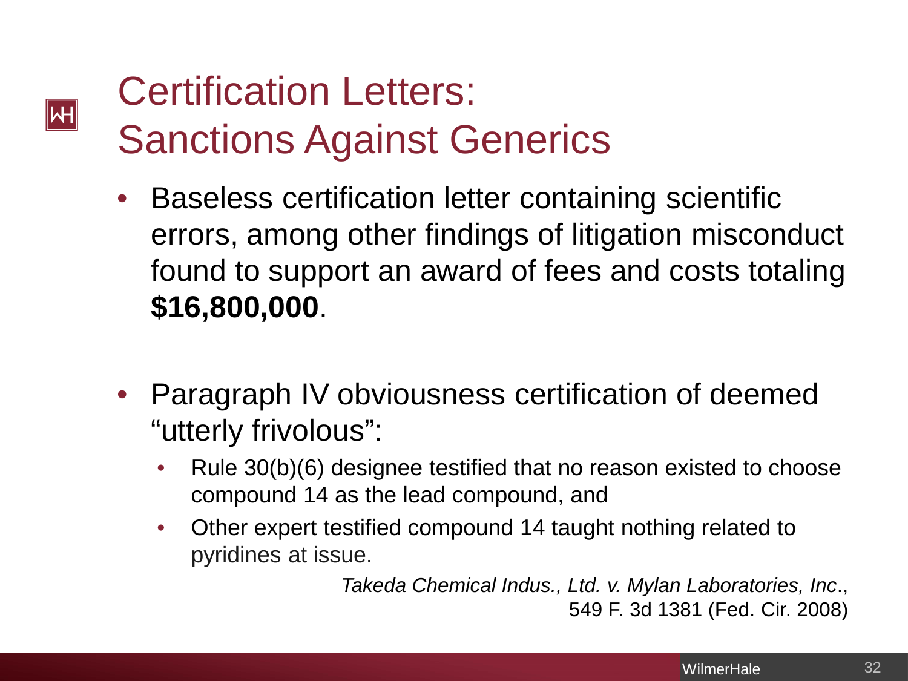# Certification Letters: Sanctions Against Generics

- Baseless certification letter containing scientific errors, among other findings of litigation misconduct found to support an award of fees and costs totaling **$16,800,000**.

- Paragraph IV obviousness certification of deemed "utterly frivolous":
  - Rule 30(b)(6) designee testified that no reason existed to choose compound 14 as the lead compound, and
  - Other expert testified compound 14 taught nothing related to pyridines at issue.

*Takeda Chemical Indus., Ltd. v. Mylan Laboratories, Inc*., 549 F. 3d 1381 (Fed. Cir. 2008)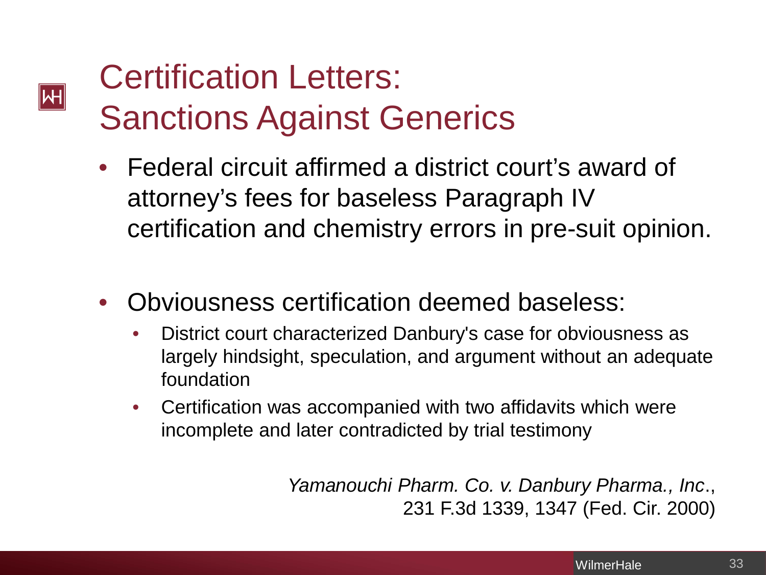# Certification Letters: Sanctions Against Generics

- Federal circuit affirmed a district court's award of attorney's fees for baseless Paragraph IV certification and chemistry errors in pre-suit opinion.

- Obviousness certification deemed baseless:
  - District court characterized Danbury's case for obviousness as largely hindsight, speculation, and argument without an adequate foundation
  - Certification was accompanied with two affidavits which were incomplete and later contradicted by trial testimony

*Yamanouchi Pharm. Co. v. Danbury Pharma., Inc.*, 231 F.3d 1339, 1347 (Fed. Cir. 2000)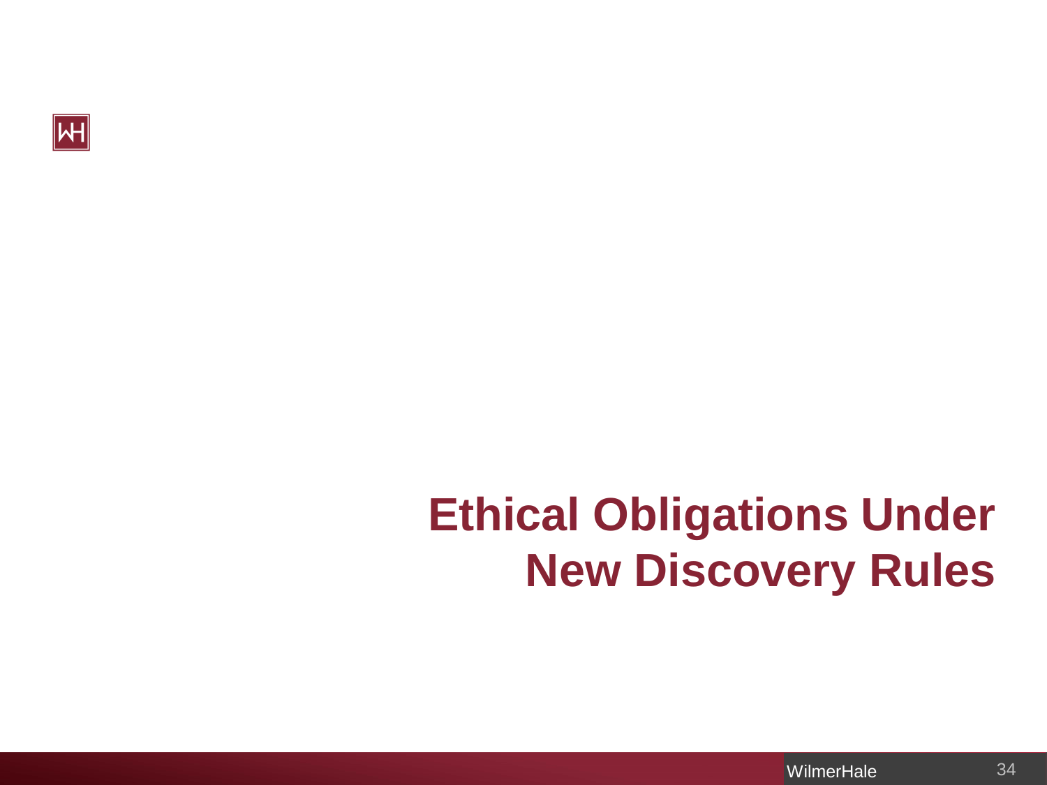# Ethical Obligations Under New Discovery Rules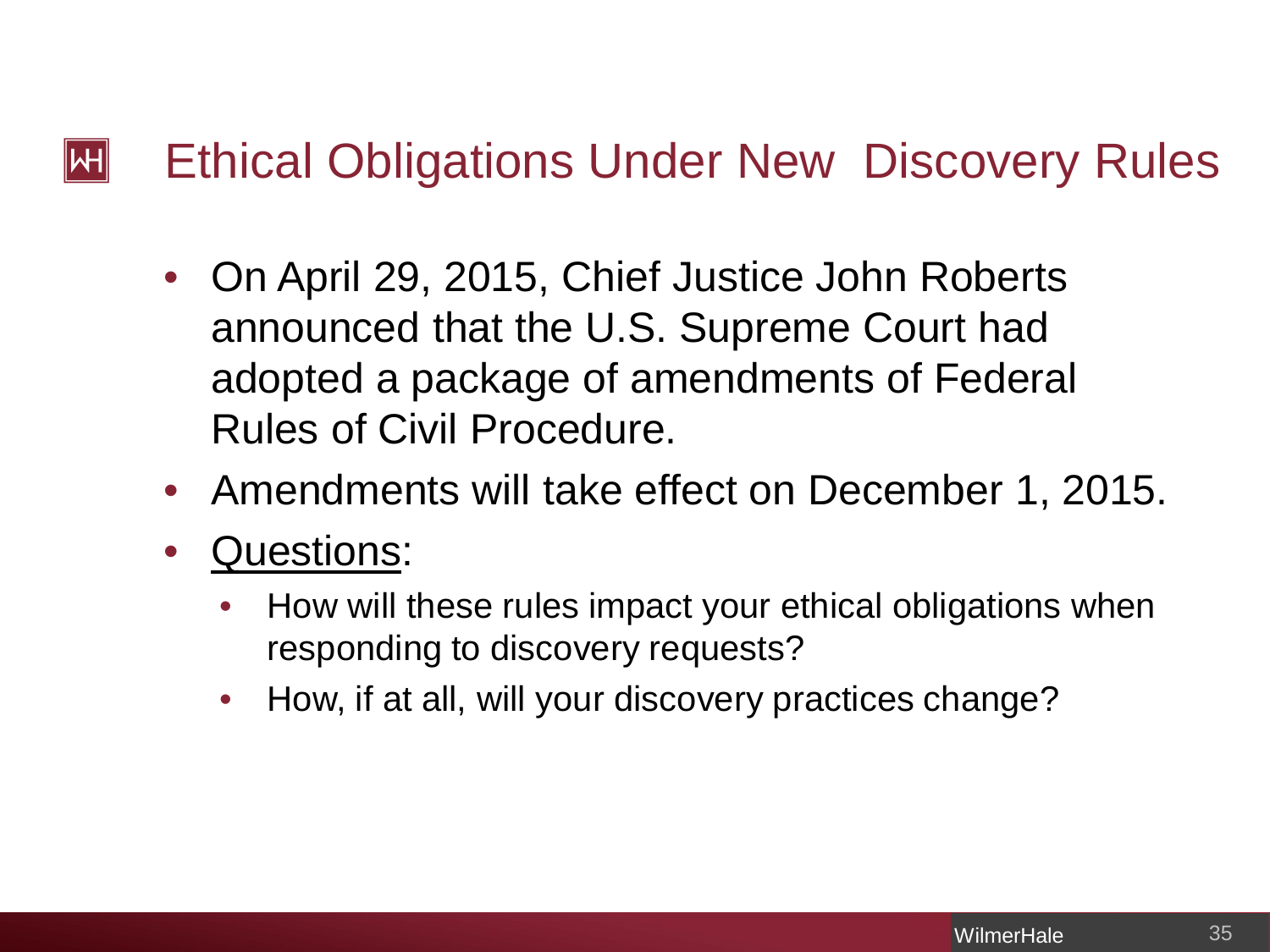# Ethical Obligations Under New Discovery Rules

- On April 29, 2015, Chief Justice John Roberts announced that the U.S. Supreme Court had adopted a package of amendments of Federal Rules of Civil Procedure.
- Amendments will take effect on December 1, 2015.
- <u>Questions</u>:
  - How will these rules impact your ethical obligations when responding to discovery requests?
  - How, if at all, will your discovery practices change?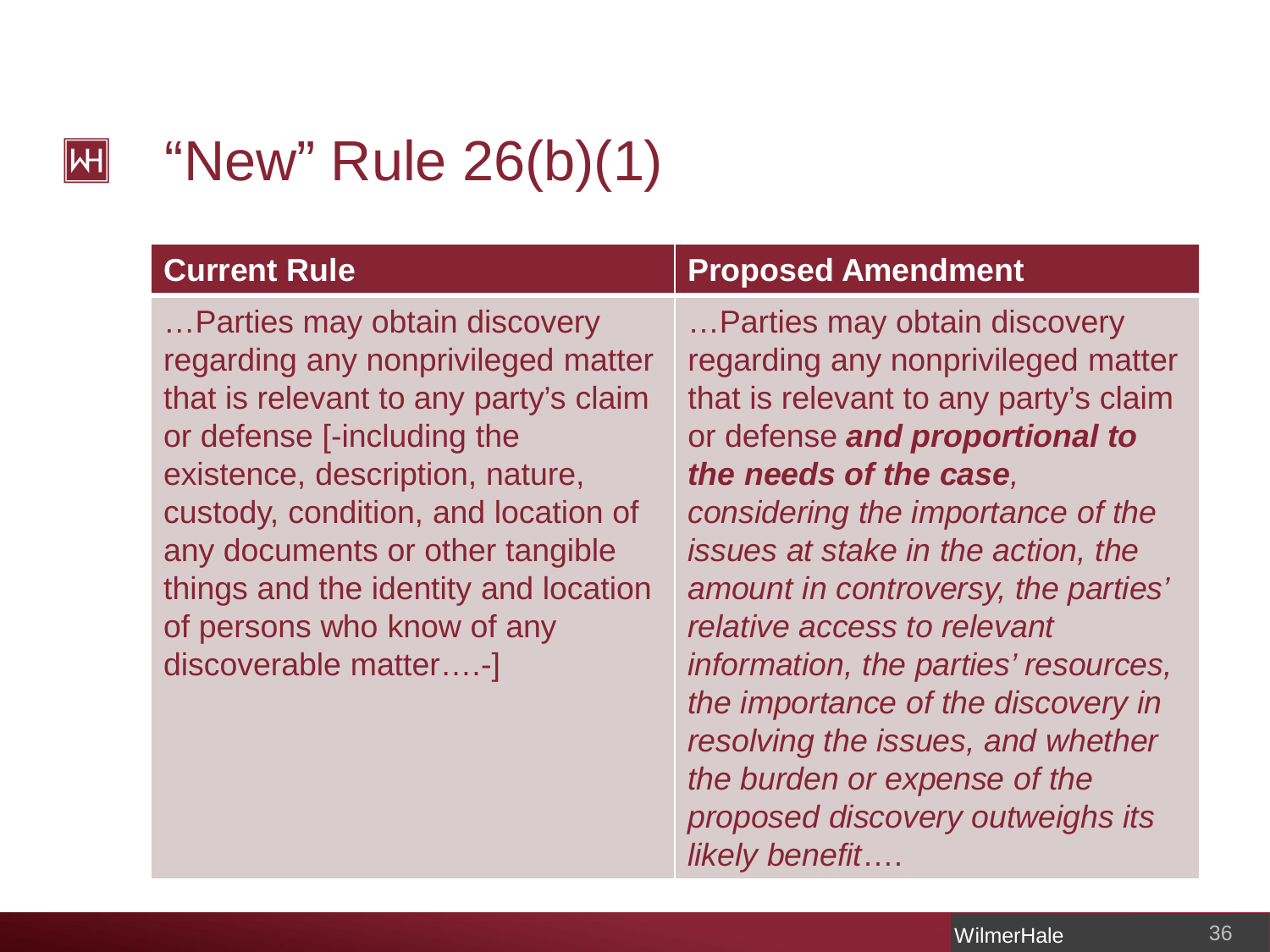# “New” Rule 26(b)(1)

| Current Rule | Proposed Amendment |
|---|---|
| …Parties may obtain discovery regarding any nonprivileged matter that is relevant to any party’s claim or defense [-including the existence, description, nature, custody, condition, and location of any documents or other tangible things and the identity and location of persons who know of any discoverable matter….-] | …Parties may obtain discovery regarding any nonprivileged matter that is relevant to any party’s claim or defense ***and proportional to the needs of the case****, considering the importance of the issues at stake in the action, the amount in controversy, the parties’ relative access to relevant information, the parties’ resources, the importance of the discovery in resolving the issues, and whether the burden or expense of the proposed discovery outweighs its likely benefit*…. |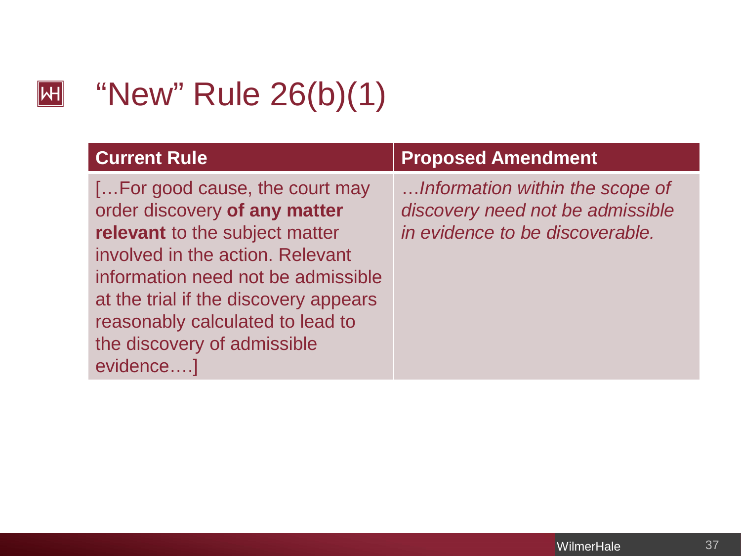# "New" Rule 26(b)(1)

| Current Rule | Proposed Amendment |
| --- | --- |
| […For good cause, the court may order discovery **of any matter relevant** to the subject matter involved in the action. Relevant information need not be admissible at the trial if the discovery appears reasonably calculated to lead to the discovery of admissible evidence….] | *…Information within the scope of discovery need not be admissible in evidence to be discoverable.* |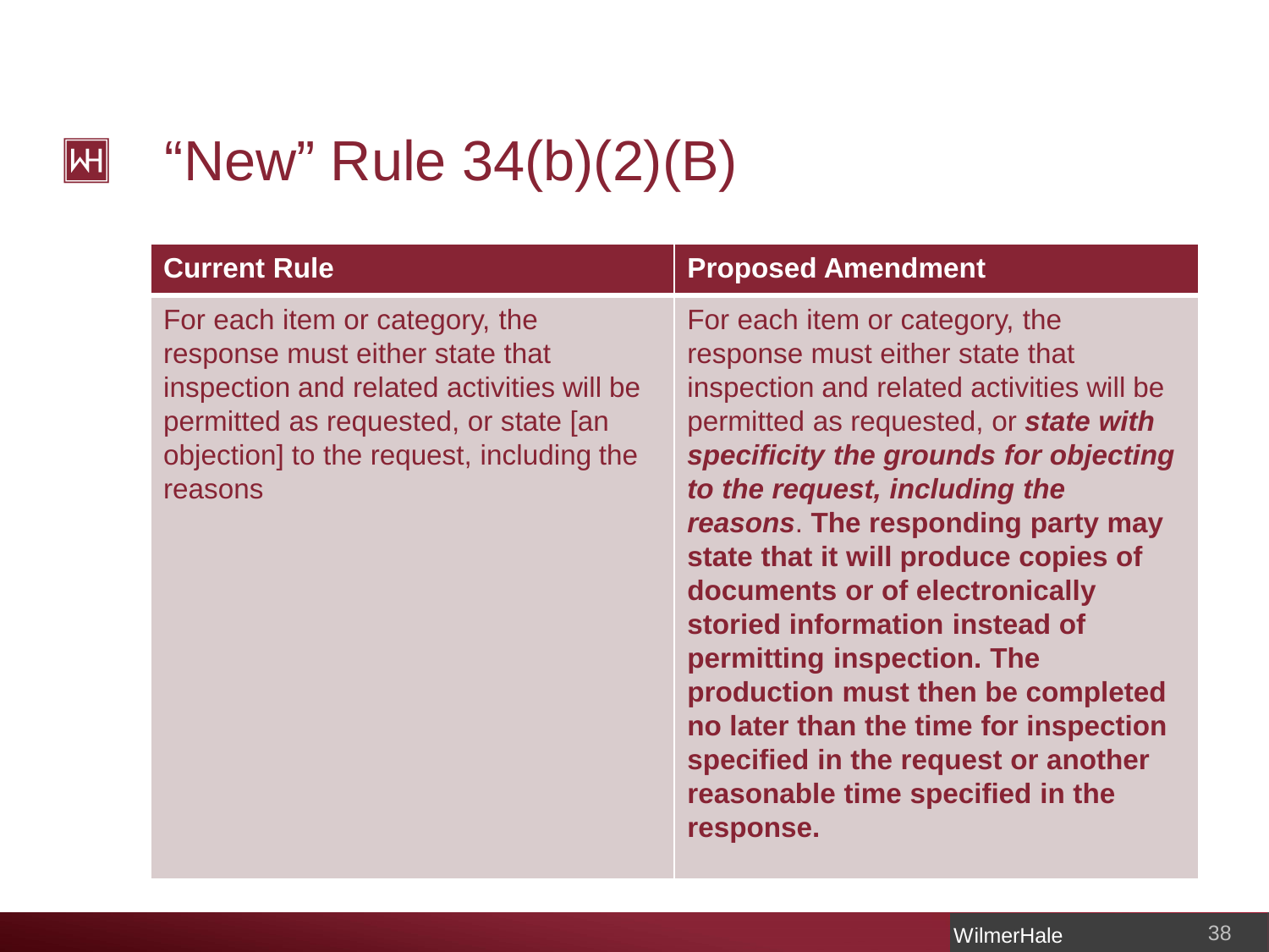# "New" Rule 34(b)(2)(B)

| Current Rule | Proposed Amendment |
|---|---|
| For each item or category, the response must either state that inspection and related activities will be permitted as requested, or state [an objection] to the request, including the reasons | For each item or category, the response must either state that inspection and related activities will be permitted as requested, or ***state with specificity the grounds for objecting to the request, including the reasons***. **The responding party may state that it will produce copies of documents or of electronically storied information instead of permitting inspection. The production must then be completed no later than the time for inspection specified in the request or another reasonable time specified in the response.** |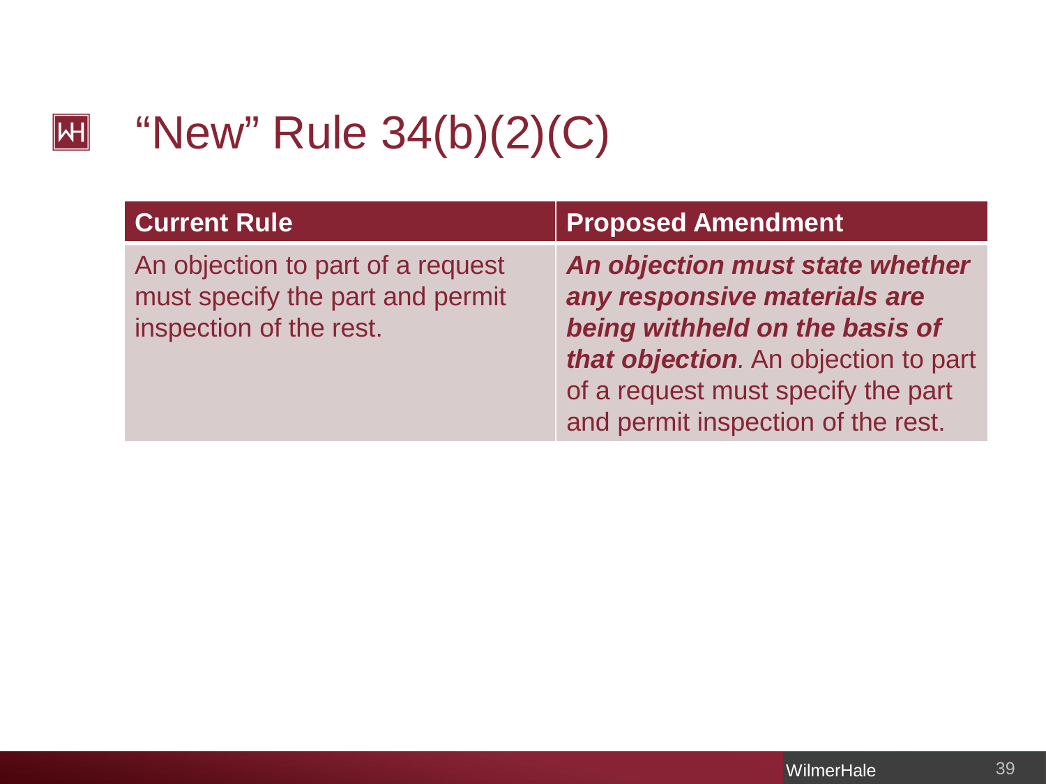# "New" Rule 34(b)(2)(C)

| Current Rule | Proposed Amendment |
| --- | --- |
| An objection to part of a request must specify the part and permit inspection of the rest. | ***An objection must state whether any responsive materials are being withheld on the basis of that objection***. An objection to part of a request must specify the part and permit inspection of the rest. |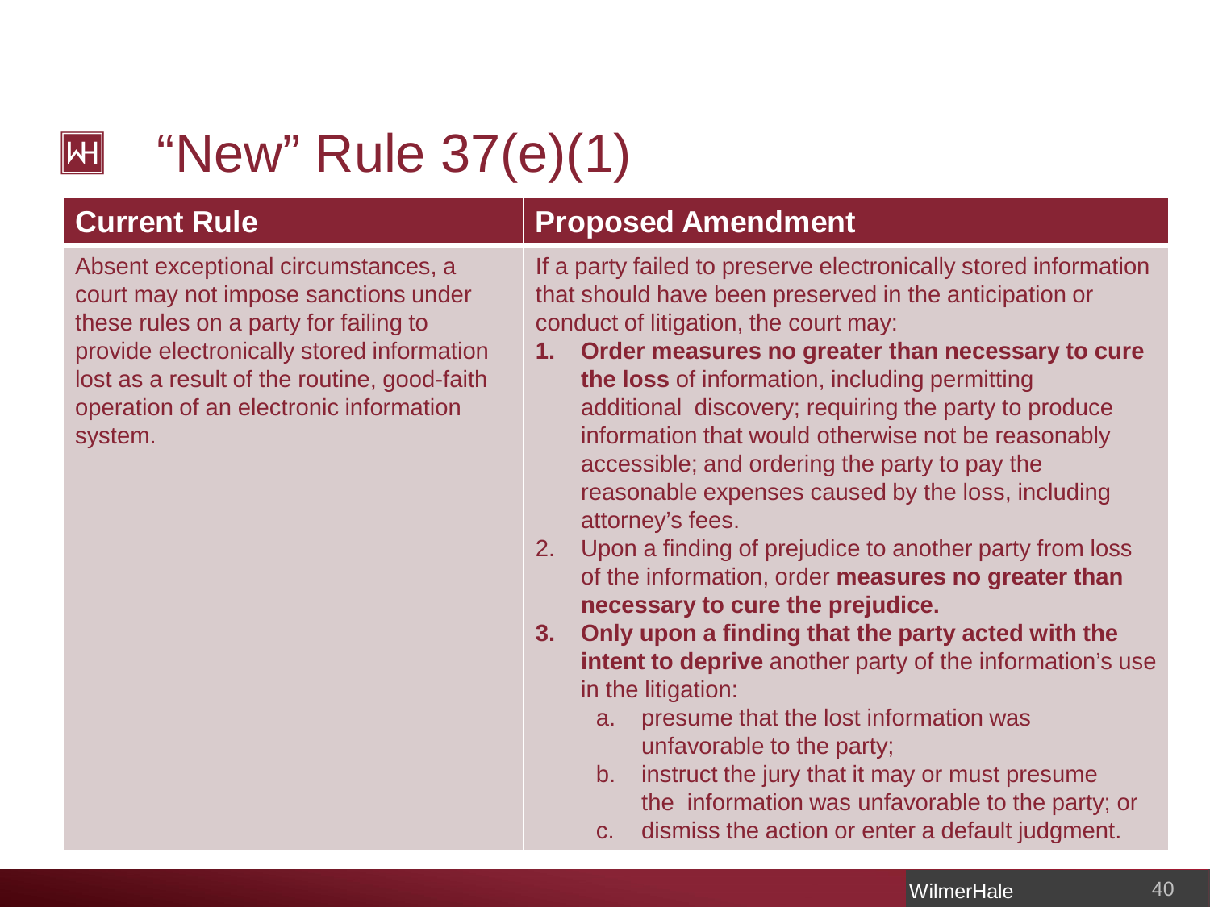# "New" Rule 37(e)(1)

| Current Rule | Proposed Amendment |
| --- | --- |
| Absent exceptional circumstances, a court may not impose sanctions under these rules on a party for failing to provide electronically stored information lost as a result of the routine, good-faith operation of an electronic information system. | If a party failed to preserve electronically stored information that should have been preserved in the anticipation or conduct of litigation, the court may:<br>1. **Order measures no greater than necessary to cure the loss** of information, including permitting additional discovery; requiring the party to produce information that would otherwise not be reasonably accessible; and ordering the party to pay the reasonable expenses caused by the loss, including attorney's fees.<br>2. Upon a finding of prejudice to another party from loss of the information, order **measures no greater than necessary to cure the prejudice.**<br>3. **Only upon a finding that the party acted with the intent to deprive** another party of the information's use in the litigation:<br>a. presume that the lost information was unfavorable to the party;<br>b. instruct the jury that it may or must presume the information was unfavorable to the party; or<br>c. dismiss the action or enter a default judgment. |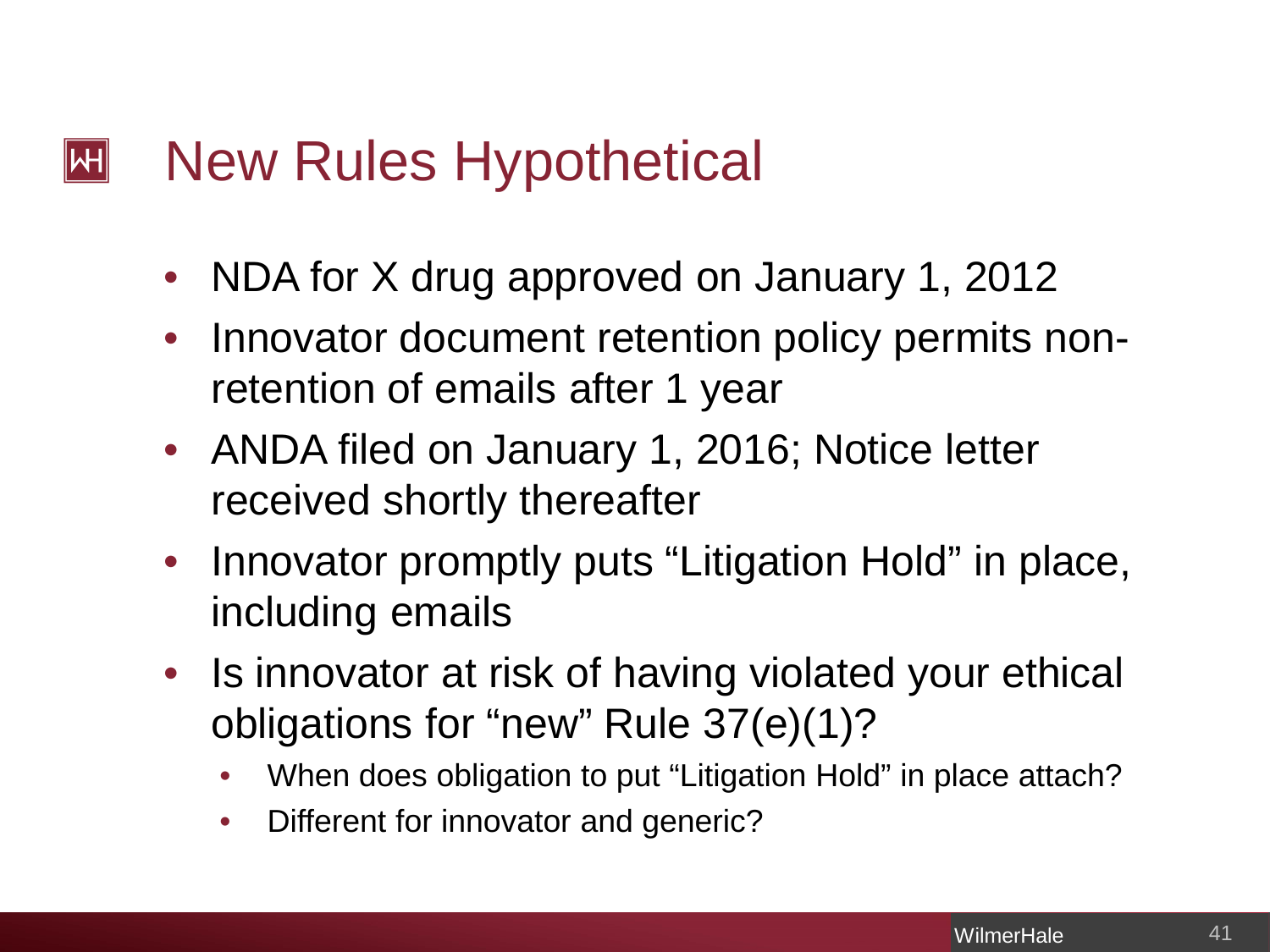# New Rules Hypothetical

- NDA for X drug approved on January 1, 2012
- Innovator document retention policy permits non-retention of emails after 1 year
- ANDA filed on January 1, 2016; Notice letter received shortly thereafter
- Innovator promptly puts "Litigation Hold" in place, including emails
- Is innovator at risk of having violated your ethical obligations for "new" Rule 37(e)(1)?
  - When does obligation to put "Litigation Hold" in place attach?
  - Different for innovator and generic?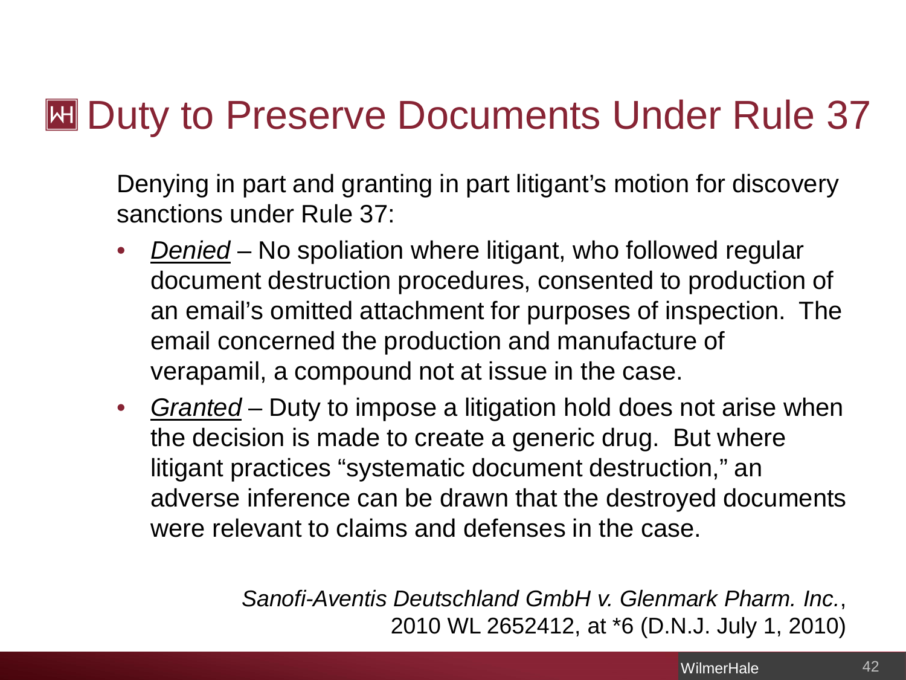# Duty to Preserve Documents Under Rule 37

Denying in part and granting in part litigant's motion for discovery sanctions under Rule 37:

- *Denied* – No spoliation where litigant, who followed regular document destruction procedures, consented to production of an email's omitted attachment for purposes of inspection. The email concerned the production and manufacture of verapamil, a compound not at issue in the case.
- *Granted* – Duty to impose a litigation hold does not arise when the decision is made to create a generic drug. But where litigant practices "systematic document destruction," an adverse inference can be drawn that the destroyed documents were relevant to claims and defenses in the case.

*Sanofi-Aventis Deutschland GmbH v. Glenmark Pharm. Inc.*, 2010 WL 2652412, at *6 (D.N.J. July 1, 2010)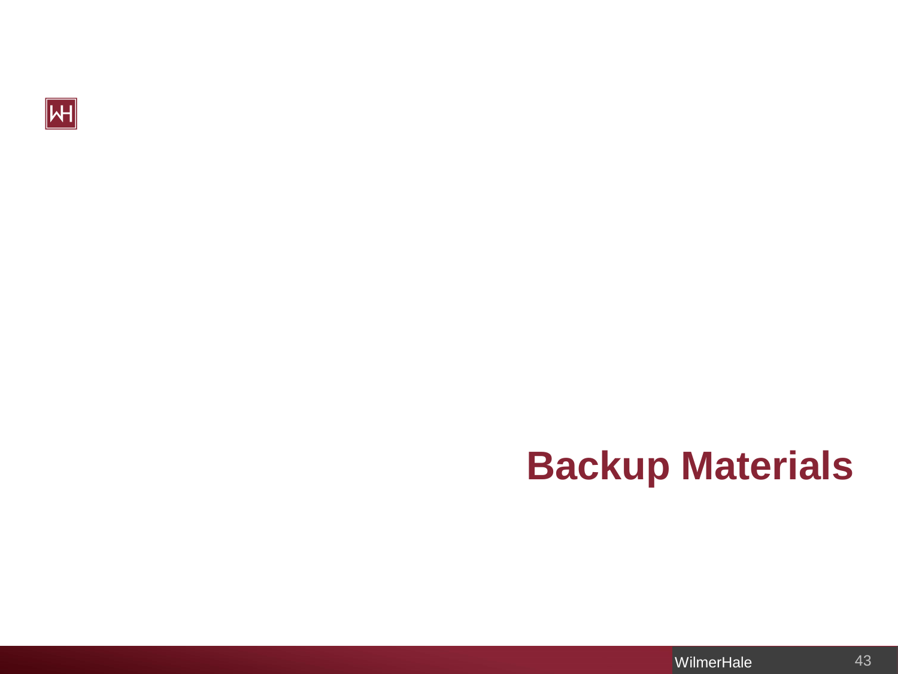# Backup Materials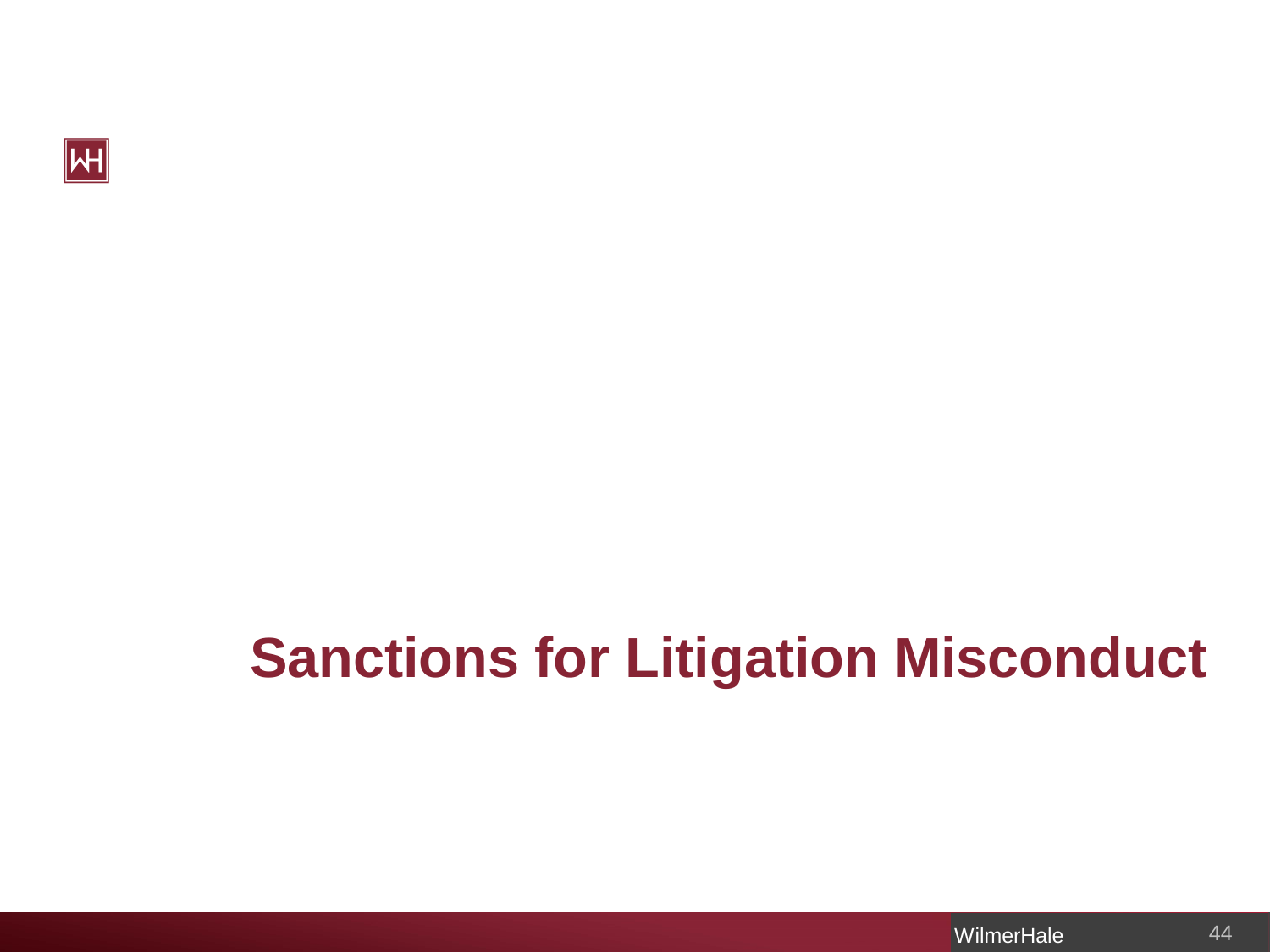# Sanctions for Litigation Misconduct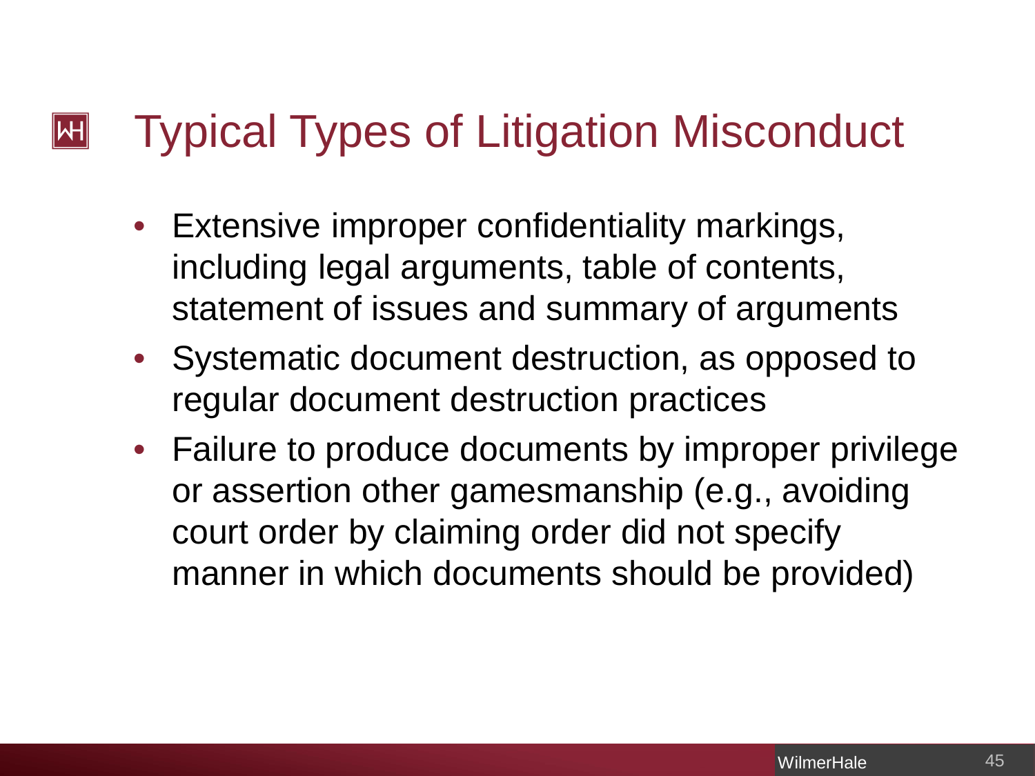# Typical Types of Litigation Misconduct

- Extensive improper confidentiality markings, including legal arguments, table of contents, statement of issues and summary of arguments
- Systematic document destruction, as opposed to regular document destruction practices
- Failure to produce documents by improper privilege or assertion other gamesmanship (e.g., avoiding court order by claiming order did not specify manner in which documents should be provided)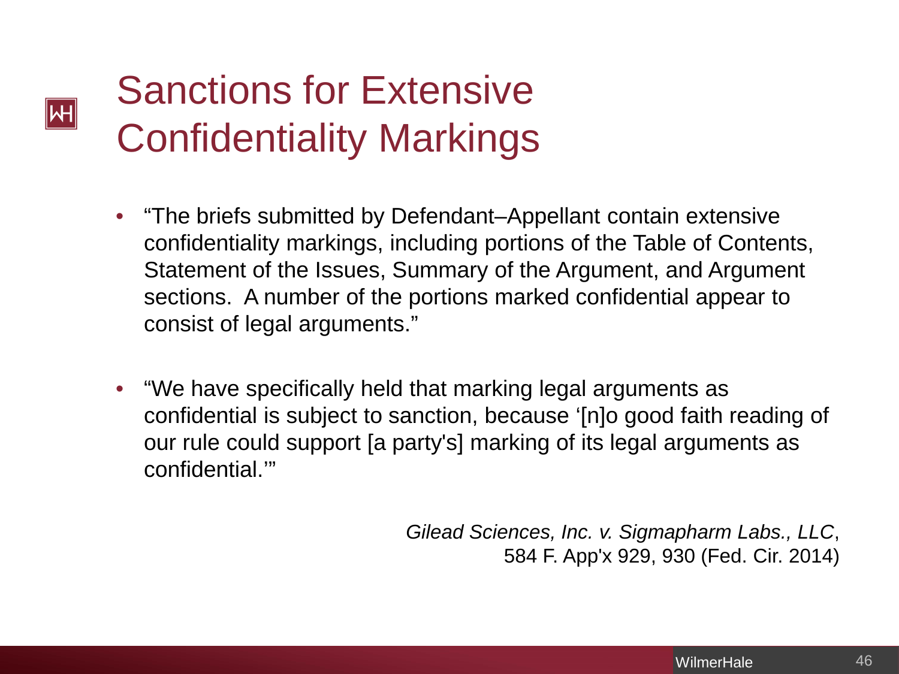# Sanctions for Extensive Confidentiality Markings

- "The briefs submitted by Defendant–Appellant contain extensive confidentiality markings, including portions of the Table of Contents, Statement of the Issues, Summary of the Argument, and Argument sections. A number of the portions marked confidential appear to consist of legal arguments."

- "We have specifically held that marking legal arguments as confidential is subject to sanction, because '[n]o good faith reading of our rule could support [a party's] marking of its legal arguments as confidential.'"

*Gilead Sciences, Inc. v. Sigmapharm Labs., LLC*,
584 F. App'x 929, 930 (Fed. Cir. 2014)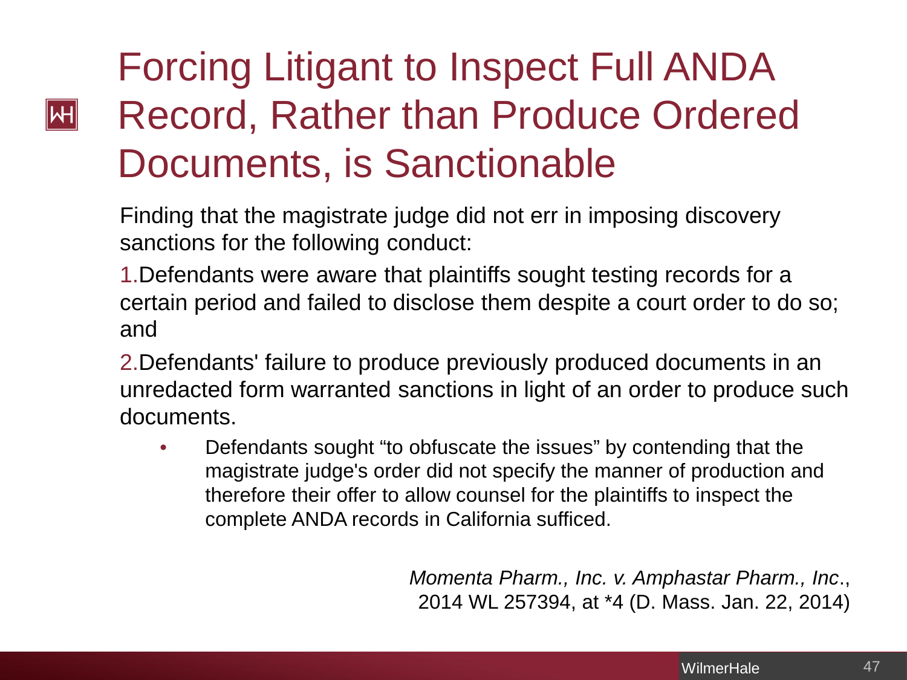# Forcing Litigant to Inspect Full ANDA Record, Rather than Produce Ordered Documents, is Sanctionable

Finding that the magistrate judge did not err in imposing discovery sanctions for the following conduct:

1. Defendants were aware that plaintiffs sought testing records for a certain period and failed to disclose them despite a court order to do so; and
2. Defendants' failure to produce previously produced documents in an unredacted form warranted sanctions in light of an order to produce such documents.
   - Defendants sought "to obfuscate the issues" by contending that the magistrate judge's order did not specify the manner of production and therefore their offer to allow counsel for the plaintiffs to inspect the complete ANDA records in California sufficed.

*Momenta Pharm., Inc. v. Amphastar Pharm., Inc.*, 2014 WL 257394, at *4 (D. Mass. Jan. 22, 2014)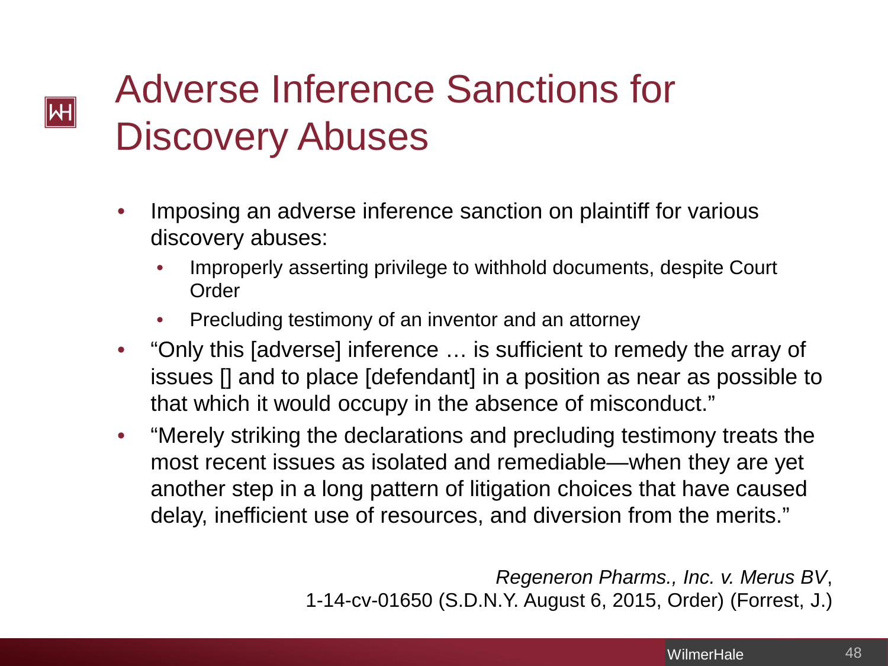# Adverse Inference Sanctions for Discovery Abuses

- Imposing an adverse inference sanction on plaintiff for various discovery abuses:
  - Improperly asserting privilege to withhold documents, despite Court Order
  - Precluding testimony of an inventor and an attorney
- "Only this [adverse] inference … is sufficient to remedy the array of issues [] and to place [defendant] in a position as near as possible to that which it would occupy in the absence of misconduct."
- "Merely striking the declarations and precluding testimony treats the most recent issues as isolated and remediable—when they are yet another step in a long pattern of litigation choices that have caused delay, inefficient use of resources, and diversion from the merits."

*Regeneron Pharms., Inc. v. Merus BV*,
1-14-cv-01650 (S.D.N.Y. August 6, 2015, Order) (Forrest, J.)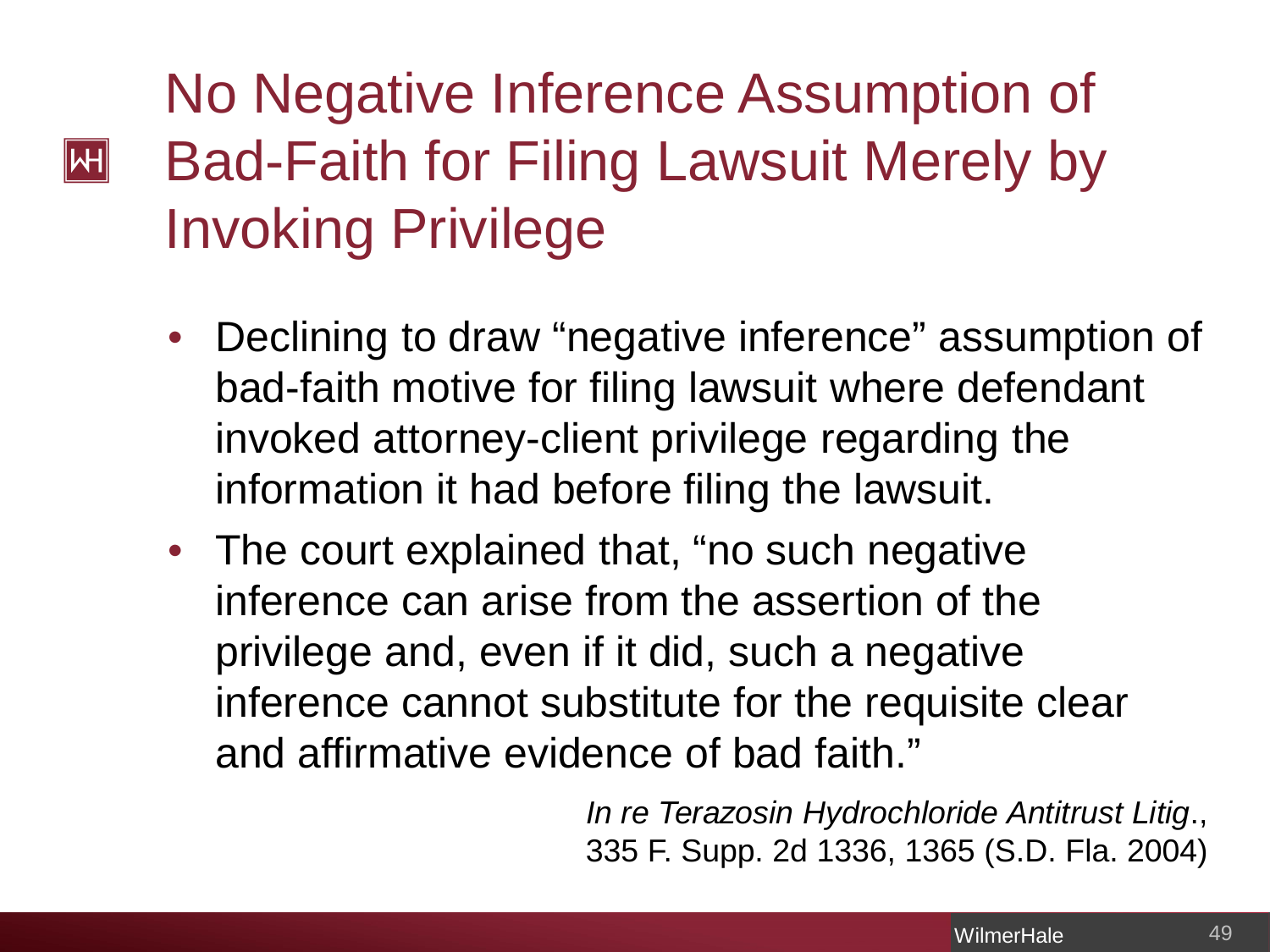# No Negative Inference Assumption of Bad-Faith for Filing Lawsuit Merely by Invoking Privilege

- Declining to draw "negative inference" assumption of bad-faith motive for filing lawsuit where defendant invoked attorney-client privilege regarding the information it had before filing the lawsuit.
- The court explained that, "no such negative inference can arise from the assertion of the privilege and, even if it did, such a negative inference cannot substitute for the requisite clear and affirmative evidence of bad faith."

*In re Terazosin Hydrochloride Antitrust Litig*., 335 F. Supp. 2d 1336, 1365 (S.D. Fla. 2004)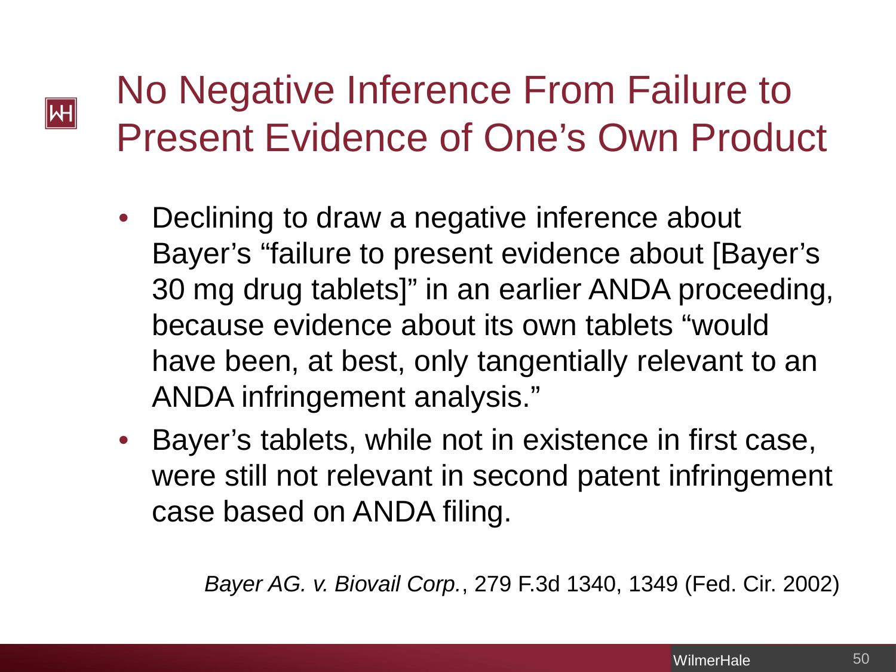# No Negative Inference From Failure to Present Evidence of One's Own Product

- Declining to draw a negative inference about Bayer's "failure to present evidence about [Bayer's 30 mg drug tablets]" in an earlier ANDA proceeding, because evidence about its own tablets "would have been, at best, only tangentially relevant to an ANDA infringement analysis."
- Bayer's tablets, while not in existence in first case, were still not relevant in second patent infringement case based on ANDA filing.

*Bayer AG. v. Biovail Corp.*, 279 F.3d 1340, 1349 (Fed. Cir. 2002)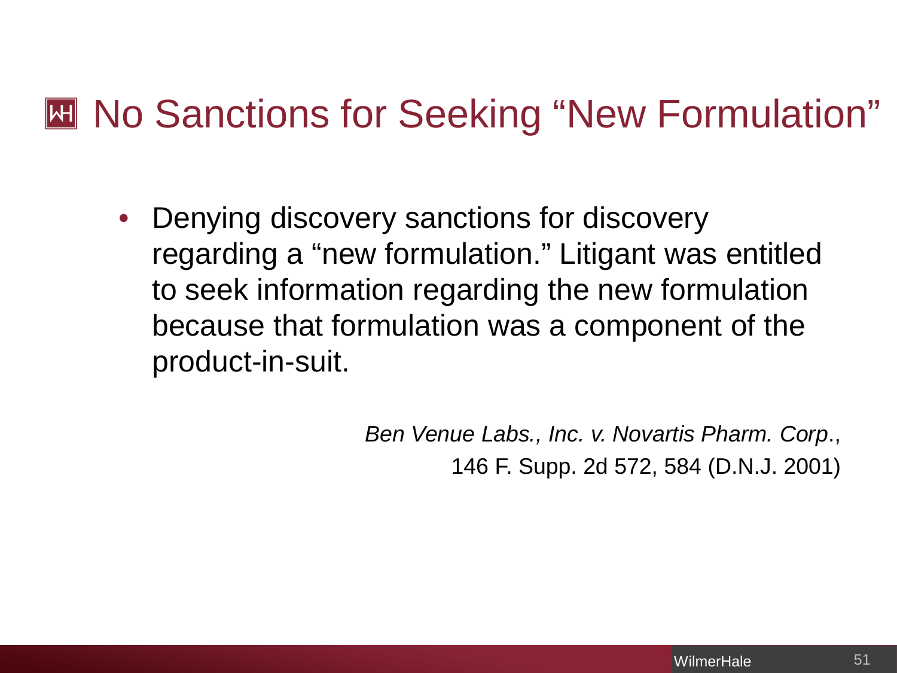# No Sanctions for Seeking "New Formulation"

- Denying discovery sanctions for discovery regarding a "new formulation." Litigant was entitled to seek information regarding the new formulation because that formulation was a component of the product-in-suit.

*Ben Venue Labs., Inc. v. Novartis Pharm. Corp*., 146 F. Supp. 2d 572, 584 (D.N.J. 2001)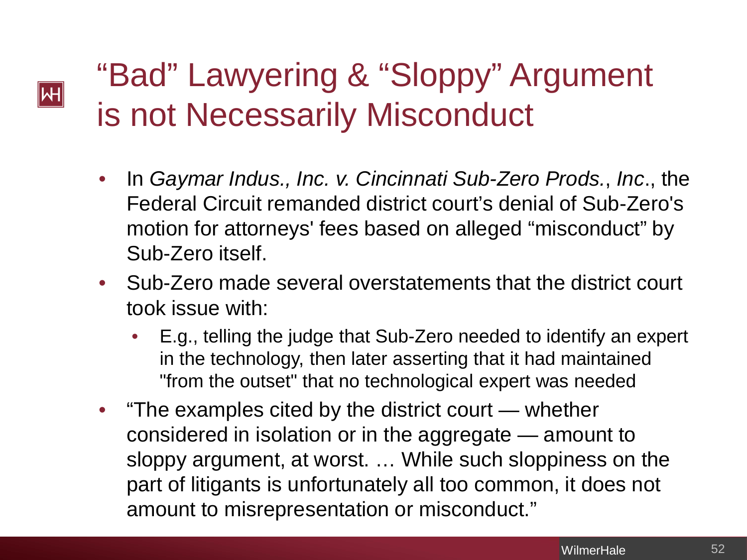# “Bad” Lawyering & “Sloppy” Argument is not Necessarily Misconduct

- In *Gaymar Indus., Inc. v. Cincinnati Sub-Zero Prods.*, *Inc*., the Federal Circuit remanded district court’s denial of Sub-Zero's motion for attorneys' fees based on alleged “misconduct” by Sub-Zero itself.
- Sub-Zero made several overstatements that the district court took issue with:
  - E.g., telling the judge that Sub-Zero needed to identify an expert in the technology, then later asserting that it had maintained "from the outset" that no technological expert was needed
- “The examples cited by the district court — whether considered in isolation or in the aggregate — amount to sloppy argument, at worst. … While such sloppiness on the part of litigants is unfortunately all too common, it does not amount to misrepresentation or misconduct.”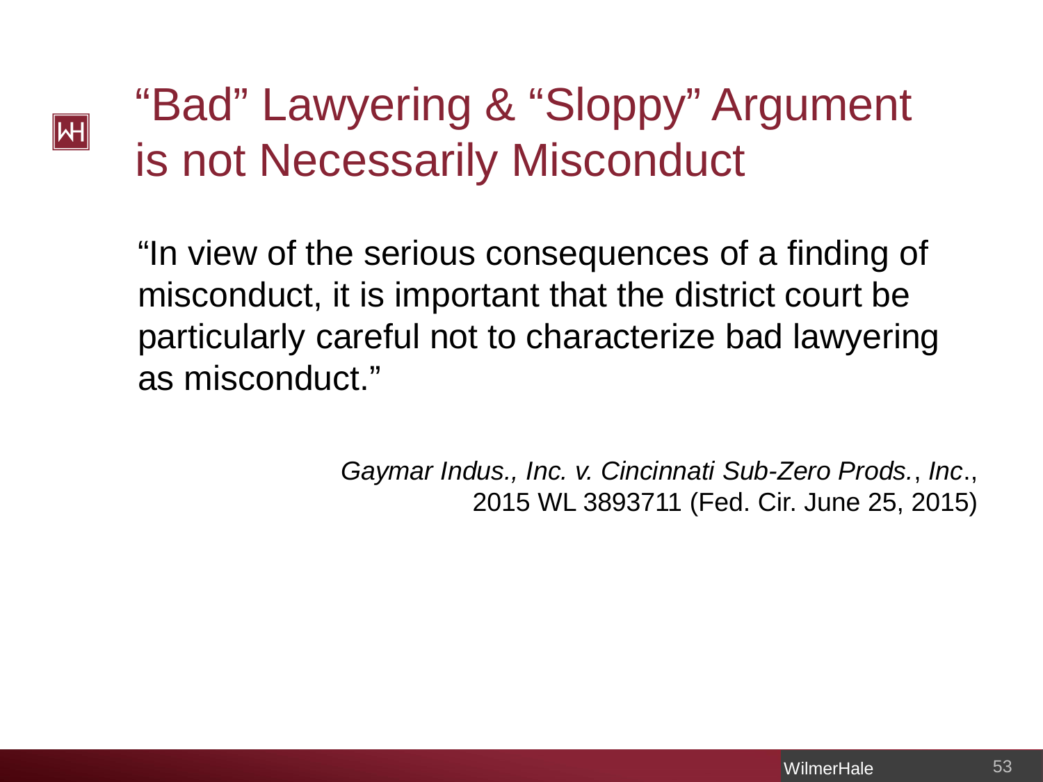# "Bad" Lawyering & "Sloppy" Argument is not Necessarily Misconduct

"In view of the serious consequences of a finding of misconduct, it is important that the district court be particularly careful not to characterize bad lawyering as misconduct."

*Gaymar Indus., Inc. v. Cincinnati Sub-Zero Prods.*, *Inc*., 2015 WL 3893711 (Fed. Cir. June 25, 2015)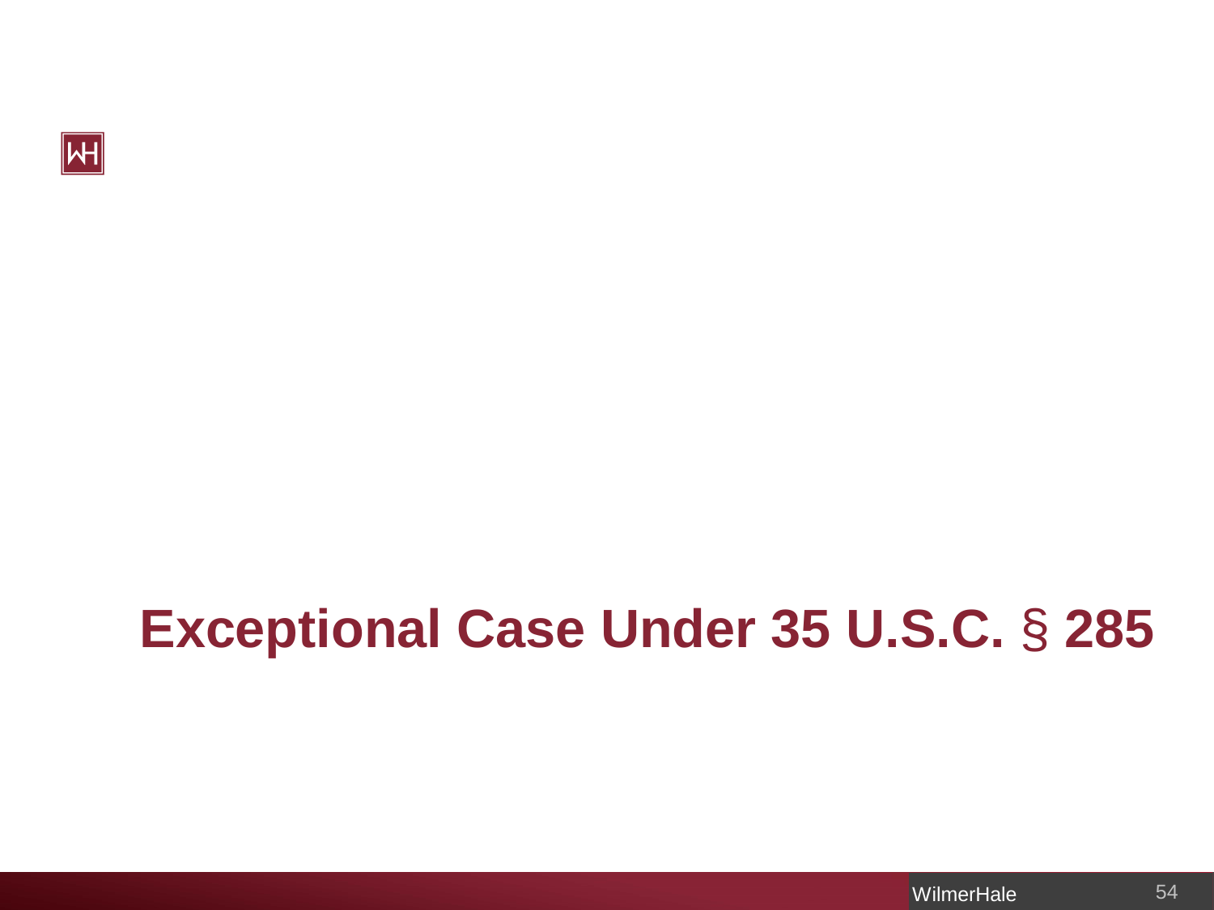# Exceptional Case Under 35 U.S.C. § 285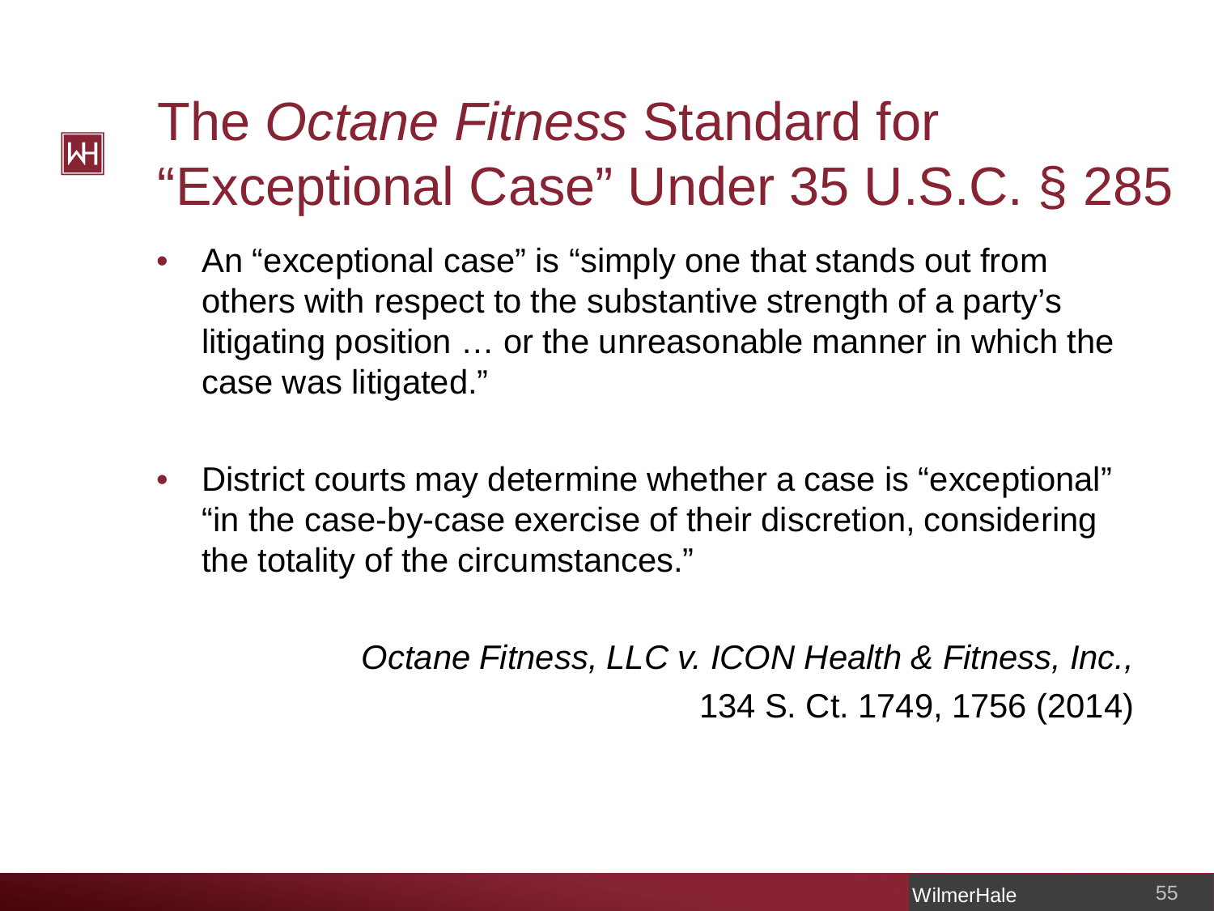# The *Octane Fitness* Standard for "Exceptional Case" Under 35 U.S.C. § 285

- An "exceptional case" is "simply one that stands out from others with respect to the substantive strength of a party's litigating position … or the unreasonable manner in which the case was litigated."

- District courts may determine whether a case is "exceptional" "in the case-by-case exercise of their discretion, considering the totality of the circumstances."

*Octane Fitness, LLC v. ICON Health & Fitness, Inc.,* 134 S. Ct. 1749, 1756 (2014)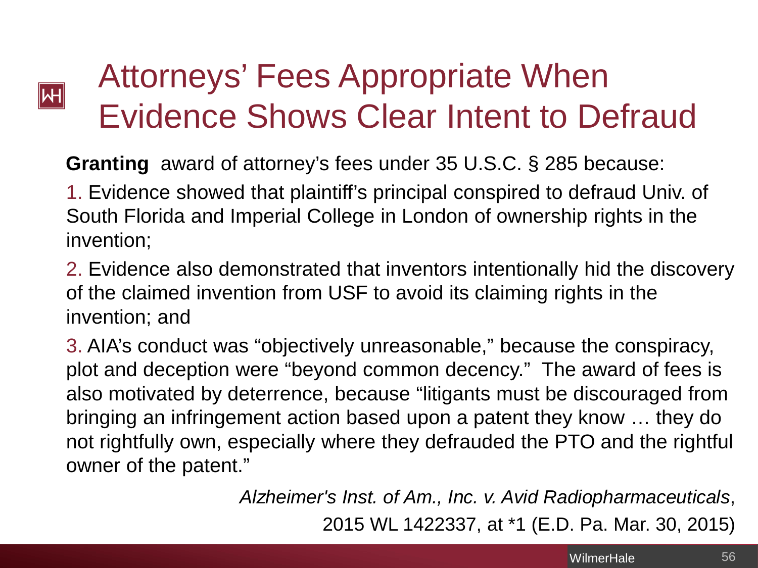# Attorneys' Fees Appropriate When Evidence Shows Clear Intent to Defraud

**Granting** award of attorney's fees under 35 U.S.C. § 285 because:

1. Evidence showed that plaintiff's principal conspired to defraud Univ. of South Florida and Imperial College in London of ownership rights in the invention;

2. Evidence also demonstrated that inventors intentionally hid the discovery of the claimed invention from USF to avoid its claiming rights in the invention; and

3. AIA's conduct was "objectively unreasonable," because the conspiracy, plot and deception were "beyond common decency." The award of fees is also motivated by deterrence, because "litigants must be discouraged from bringing an infringement action based upon a patent they know … they do not rightfully own, especially where they defrauded the PTO and the rightful owner of the patent."

*Alzheimer's Inst. of Am., Inc. v. Avid Radiopharmaceuticals*, 2015 WL 1422337, at *1 (E.D. Pa. Mar. 30, 2015)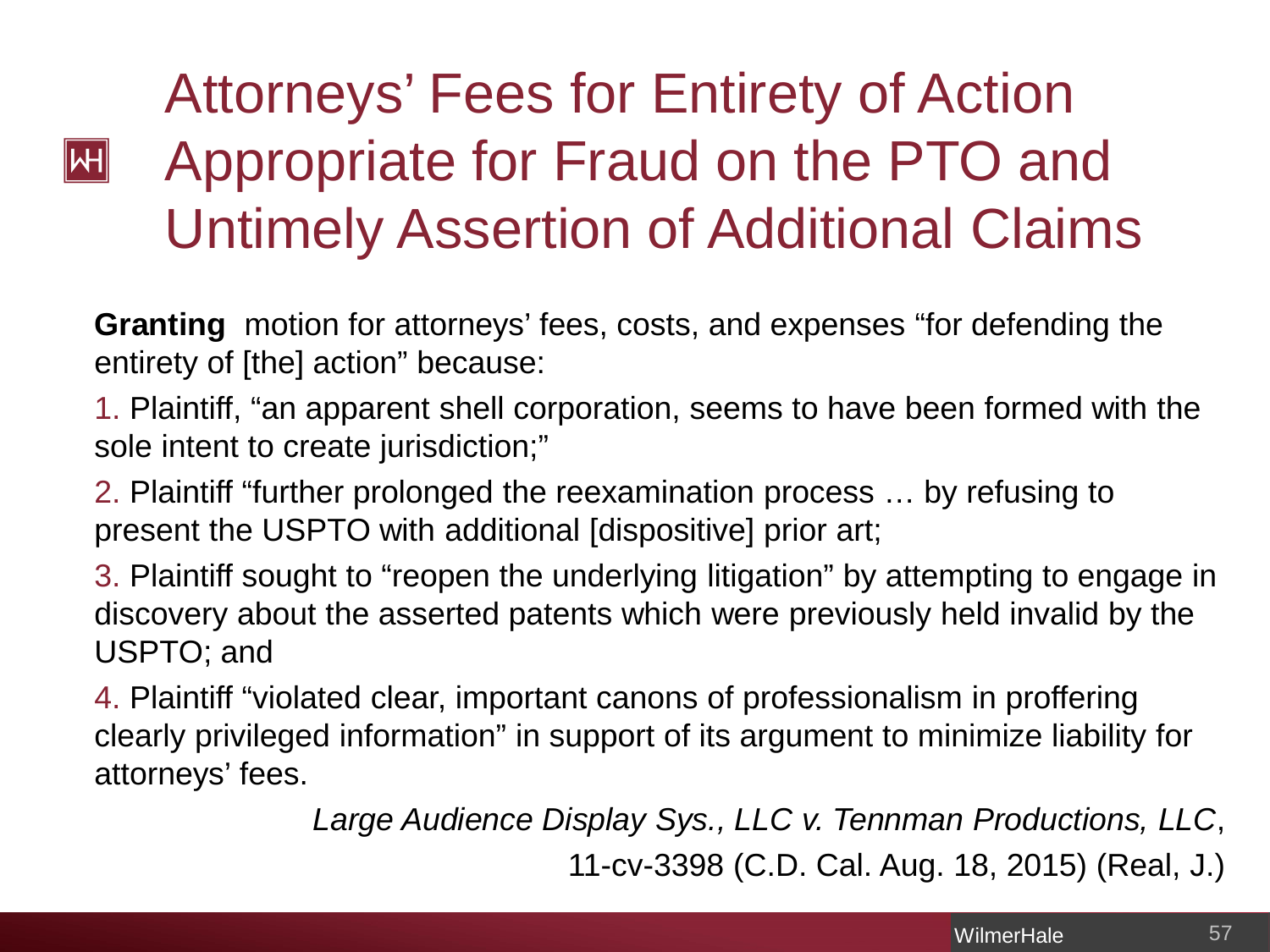# Attorneys' Fees for Entirety of Action Appropriate for Fraud on the PTO and Untimely Assertion of Additional Claims

**Granting** motion for attorneys' fees, costs, and expenses "for defending the entirety of [the] action" because:

1. Plaintiff, "an apparent shell corporation, seems to have been formed with the sole intent to create jurisdiction;"
2. Plaintiff "further prolonged the reexamination process … by refusing to present the USPTO with additional [dispositive] prior art;
3. Plaintiff sought to "reopen the underlying litigation" by attempting to engage in discovery about the asserted patents which were previously held invalid by the USPTO; and
4. Plaintiff "violated clear, important canons of professionalism in proffering clearly privileged information" in support of its argument to minimize liability for attorneys' fees.

*Large Audience Display Sys., LLC v. Tennman Productions, LLC*, 11-cv-3398 (C.D. Cal. Aug. 18, 2015) (Real, J.)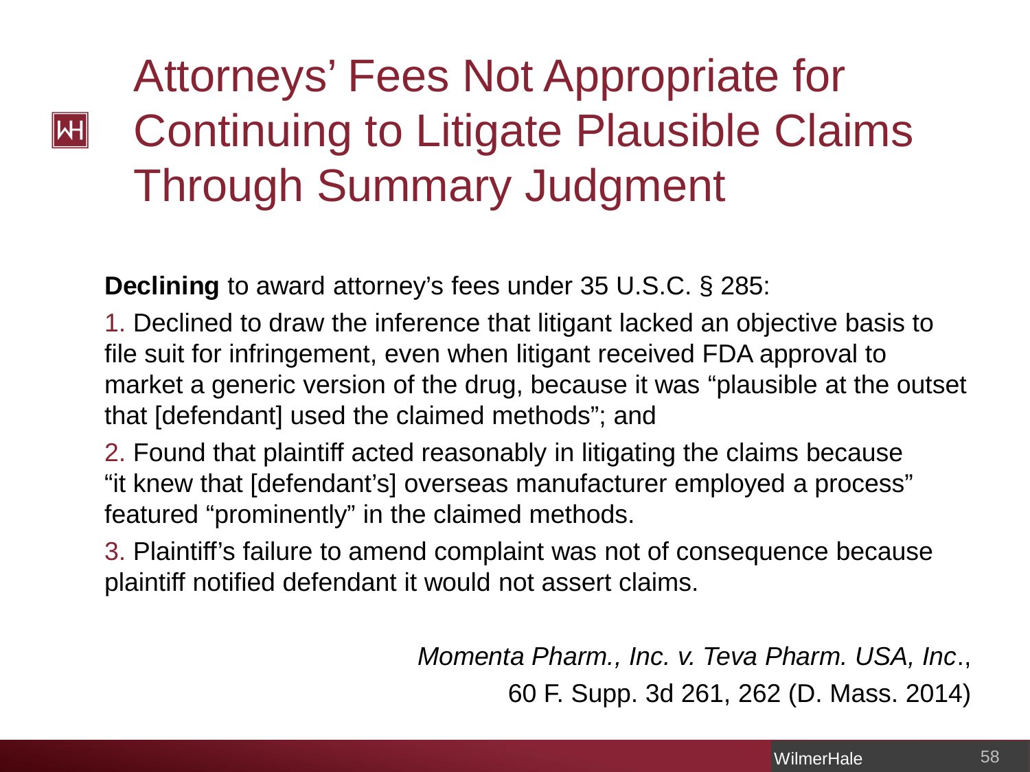# Attorneys' Fees Not Appropriate for Continuing to Litigate Plausible Claims Through Summary Judgment

**Declining** to award attorney's fees under 35 U.S.C. § 285:

1. Declined to draw the inference that litigant lacked an objective basis to file suit for infringement, even when litigant received FDA approval to market a generic version of the drug, because it was "plausible at the outset that [defendant] used the claimed methods"; and
2. Found that plaintiff acted reasonably in litigating the claims because "it knew that [defendant's] overseas manufacturer employed a process" featured "prominently" in the claimed methods.
3. Plaintiff's failure to amend complaint was not of consequence because plaintiff notified defendant it would not assert claims.

*Momenta Pharm., Inc. v. Teva Pharm. USA, Inc.*, 60 F. Supp. 3d 261, 262 (D. Mass. 2014)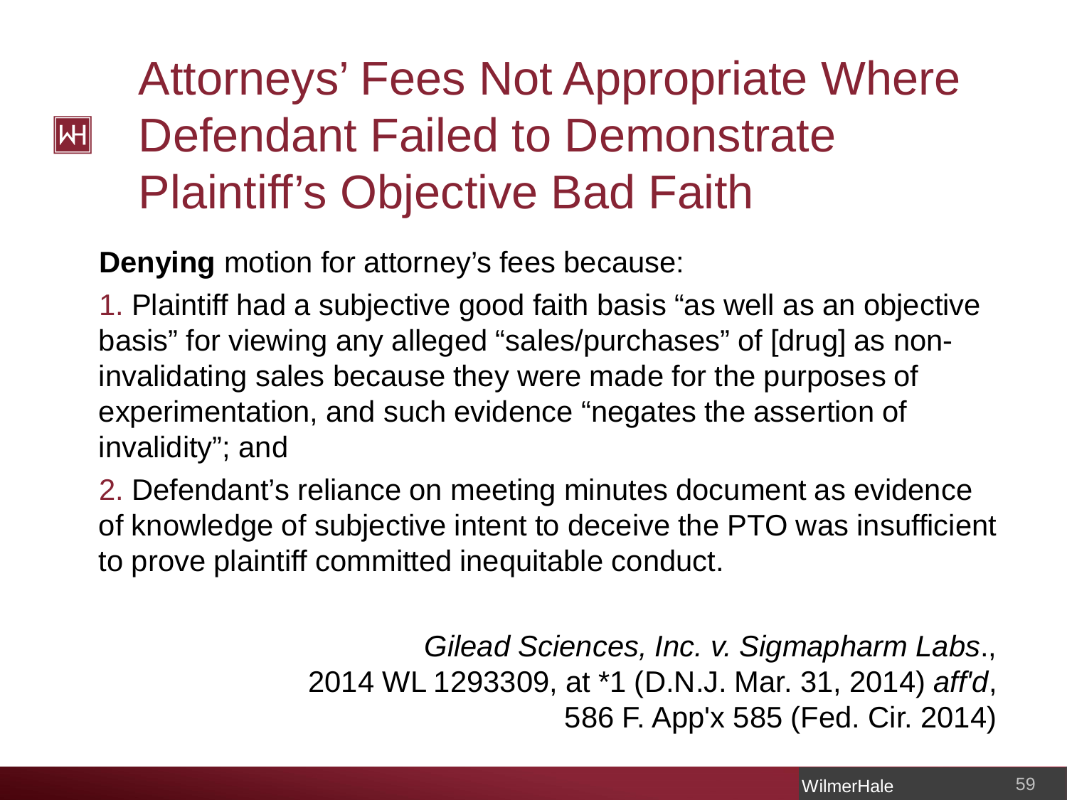# Attorneys' Fees Not Appropriate Where Defendant Failed to Demonstrate Plaintiff's Objective Bad Faith

**Denying** motion for attorney's fees because:

1. Plaintiff had a subjective good faith basis "as well as an objective basis" for viewing any alleged "sales/purchases" of [drug] as non-invalidating sales because they were made for the purposes of experimentation, and such evidence "negates the assertion of invalidity"; and

2. Defendant's reliance on meeting minutes document as evidence of knowledge of subjective intent to deceive the PTO was insufficient to prove plaintiff committed inequitable conduct.

*Gilead Sciences, Inc. v. Sigmapharm Labs*., 2014 WL 1293309, at *1 (D.N.J. Mar. 31, 2014) *aff'd*, 586 F. App'x 585 (Fed. Cir. 2014)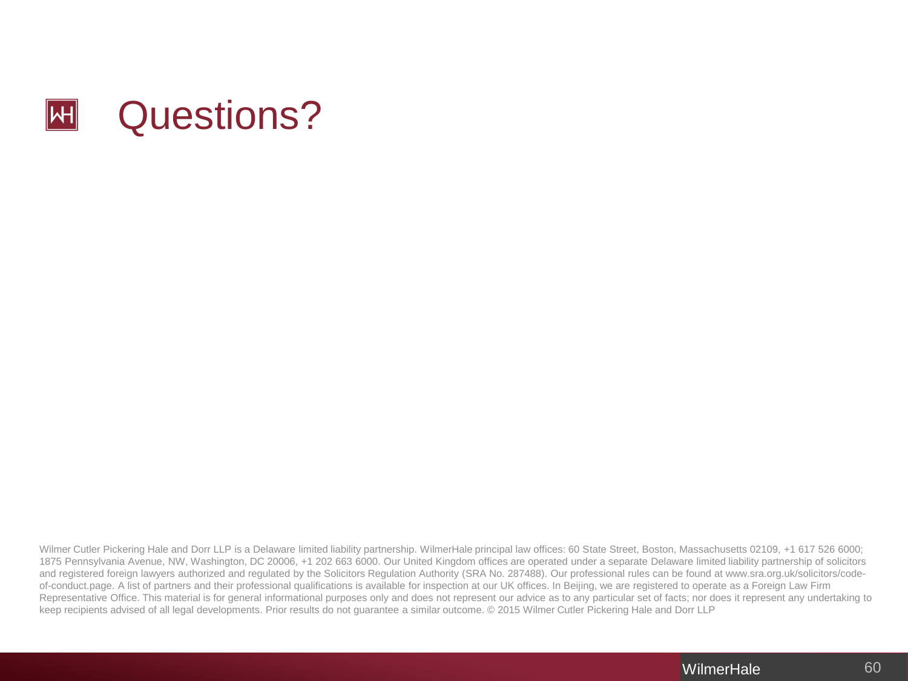# Questions?

Wilmer Cutler Pickering Hale and Dorr LLP is a Delaware limited liability partnership. WilmerHale principal law offices: 60 State Street, Boston, Massachusetts 02109, +1 617 526 6000; 1875 Pennsylvania Avenue, NW, Washington, DC 20006, +1 202 663 6000. Our United Kingdom offices are operated under a separate Delaware limited liability partnership of solicitors and registered foreign lawyers authorized and regulated by the Solicitors Regulation Authority (SRA No. 287488). Our professional rules can be found at www.sra.org.uk/solicitors/code-of-conduct.page. A list of partners and their professional qualifications is available for inspection at our UK offices. In Beijing, we are registered to operate as a Foreign Law Firm Representative Office. This material is for general informational purposes only and does not represent our advice as to any particular set of facts; nor does it represent any undertaking to keep recipients advised of all legal developments. Prior results do not guarantee a similar outcome. © 2015 Wilmer Cutler Pickering Hale and Dorr LLP